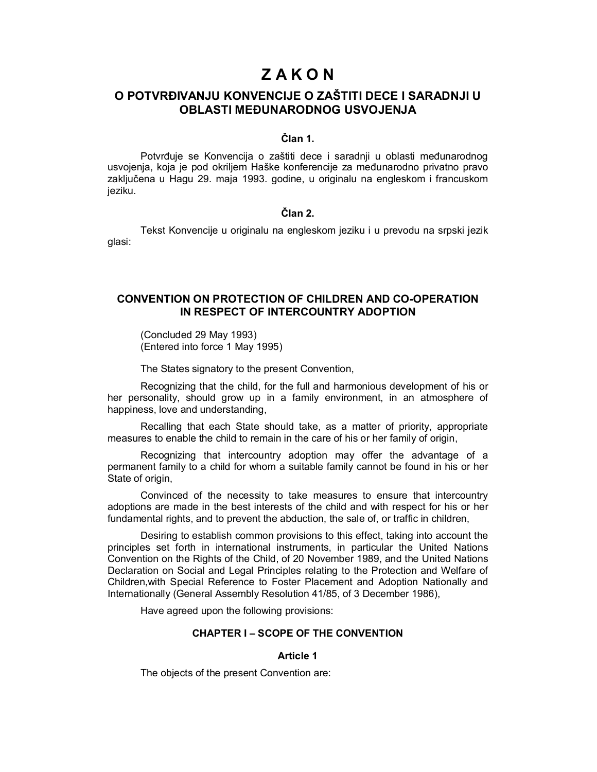# Z A K O N

## O POTVRĐIVANJU KONVENCIJE O ZAŠTITI DECE I SARADNJI U OBLASTI MEĐUNARODNOG USVOJENJA

### Član 1.

Potvrđuje se Konvencija o zaštiti dece i saradnji u oblasti međunarodnog usvojenja, koja je pod okriljem Haške konferencije za međunarodno privatno pravo zaključena u Hagu 29. maja 1993. godine, u originalu na engleskom i francuskom jeziku.

### Član 2.

Tekst Konvencije u originalu na engleskom jeziku i u prevodu na srpski jezik glasi:

## CONVENTION ON PROTECTION OF CHILDREN AND CO-OPERATION IN RESPECT OF INTERCOUNTRY ADOPTION

(Concluded 29 May 1993)
(Entered into force 1 May 1995)

The States signatory to the present Convention,

Recognizing that the child, for the full and harmonious development of his or her personality, should grow up in a family environment, in an atmosphere of happiness, love and understanding,

Recalling that each State should take, as a matter of priority, appropriate measures to enable the child to remain in the care of his or her family of origin,

Recognizing that intercountry adoption may offer the advantage of a permanent family to a child for whom a suitable family cannot be found in his or her State of origin,

Convinced of the necessity to take measures to ensure that intercountry adoptions are made in the best interests of the child and with respect for his or her fundamental rights, and to prevent the abduction, the sale of, or traffic in children,

Desiring to establish common provisions to this effect, taking into account the principles set forth in international instruments, in particular the United Nations Convention on the Rights of the Child, of 20 November 1989, and the United Nations Declaration on Social and Legal Principles relating to the Protection and Welfare of Children,with Special Reference to Foster Placement and Adoption Nationally and Internationally (General Assembly Resolution 41/85, of 3 December 1986),

Have agreed upon the following provisions:

### CHAPTER I – SCOPE OF THE CONVENTION

### Article 1

The objects of the present Convention are: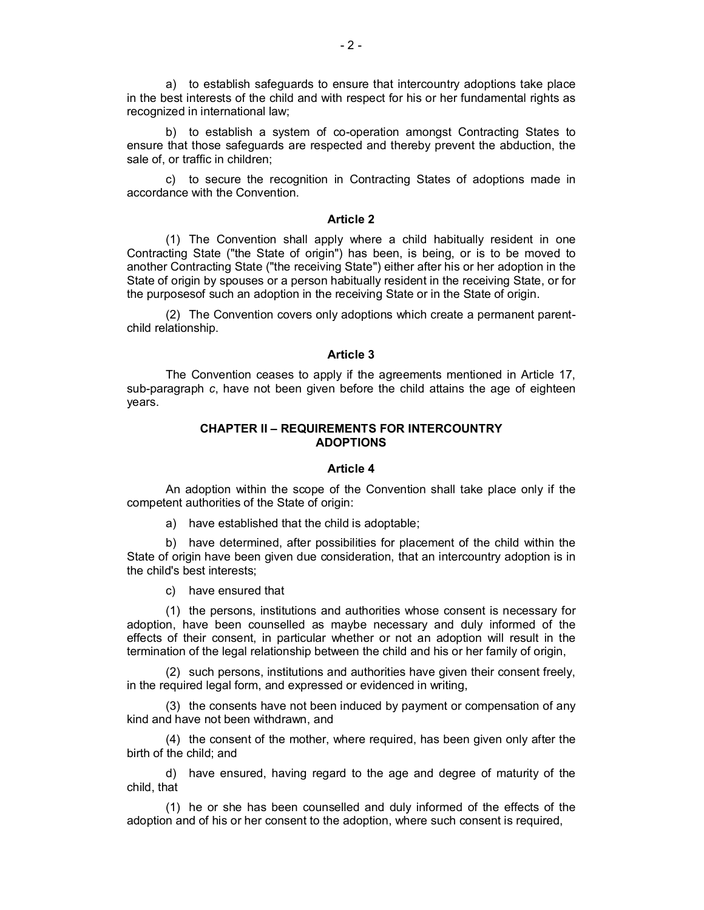a) to establish safeguards to ensure that intercountry adoptions take place in the best interests of the child and with respect for his or her fundamental rights as recognized in international law;

b) to establish a system of co-operation amongst Contracting States to ensure that those safeguards are respected and thereby prevent the abduction, the sale of, or traffic in children;

c) to secure the recognition in Contracting States of adoptions made in accordance with the Convention.

#### Article 2

(1) The Convention shall apply where a child habitually resident in one Contracting State ("the State of origin") has been, is being, or is to be moved to another Contracting State ("the receiving State") either after his or her adoption in the State of origin by spouses or a person habitually resident in the receiving State, or for the purposesof such an adoption in the receiving State or in the State of origin.

(2) The Convention covers only adoptions which create a permanent parent-child relationship.

#### Article 3

The Convention ceases to apply if the agreements mentioned in Article 17, sub-paragraph *c*, have not been given before the child attains the age of eighteen years.

### CHAPTER II – REQUIREMENTS FOR INTERCOUNTRY ADOPTIONS

#### Article 4

An adoption within the scope of the Convention shall take place only if the competent authorities of the State of origin:

a) have established that the child is adoptable;

b) have determined, after possibilities for placement of the child within the State of origin have been given due consideration, that an intercountry adoption is in the child's best interests;

c) have ensured that

(1) the persons, institutions and authorities whose consent is necessary for adoption, have been counselled as maybe necessary and duly informed of the effects of their consent, in particular whether or not an adoption will result in the termination of the legal relationship between the child and his or her family of origin,

(2) such persons, institutions and authorities have given their consent freely, in the required legal form, and expressed or evidenced in writing,

(3) the consents have not been induced by payment or compensation of any kind and have not been withdrawn, and

(4) the consent of the mother, where required, has been given only after the birth of the child; and

d) have ensured, having regard to the age and degree of maturity of the child, that

(1) he or she has been counselled and duly informed of the effects of the adoption and of his or her consent to the adoption, where such consent is required,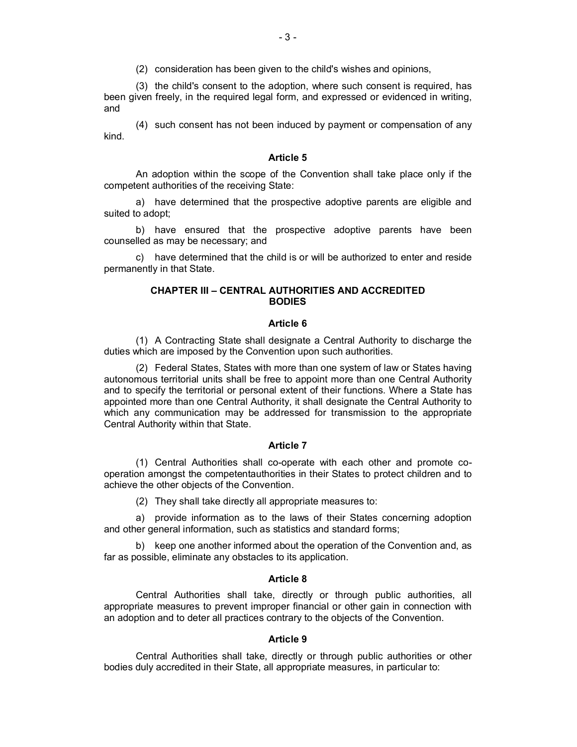(2) consideration has been given to the child's wishes and opinions,

(3) the child's consent to the adoption, where such consent is required, has been given freely, in the required legal form, and expressed or evidenced in writing, and

(4) such consent has not been induced by payment or compensation of any kind.

**Article 5**

An adoption within the scope of the Convention shall take place only if the competent authorities of the receiving State:

a) have determined that the prospective adoptive parents are eligible and suited to adopt;

b) have ensured that the prospective adoptive parents have been counselled as may be necessary; and

c) have determined that the child is or will be authorized to enter and reside permanently in that State.

## CHAPTER III – CENTRAL AUTHORITIES AND ACCREDITED BODIES

**Article 6**

(1) A Contracting State shall designate a Central Authority to discharge the duties which are imposed by the Convention upon such authorities.

(2) Federal States, States with more than one system of law or States having autonomous territorial units shall be free to appoint more than one Central Authority and to specify the territorial or personal extent of their functions. Where a State has appointed more than one Central Authority, it shall designate the Central Authority to which any communication may be addressed for transmission to the appropriate Central Authority within that State.

**Article 7**

(1) Central Authorities shall co-operate with each other and promote co-operation amongst the competentauthorities in their States to protect children and to achieve the other objects of the Convention.

(2) They shall take directly all appropriate measures to:

a) provide information as to the laws of their States concerning adoption and other general information, such as statistics and standard forms;

b) keep one another informed about the operation of the Convention and, as far as possible, eliminate any obstacles to its application.

**Article 8**

Central Authorities shall take, directly or through public authorities, all appropriate measures to prevent improper financial or other gain in connection with an adoption and to deter all practices contrary to the objects of the Convention.

**Article 9**

Central Authorities shall take, directly or through public authorities or other bodies duly accredited in their State, all appropriate measures, in particular to: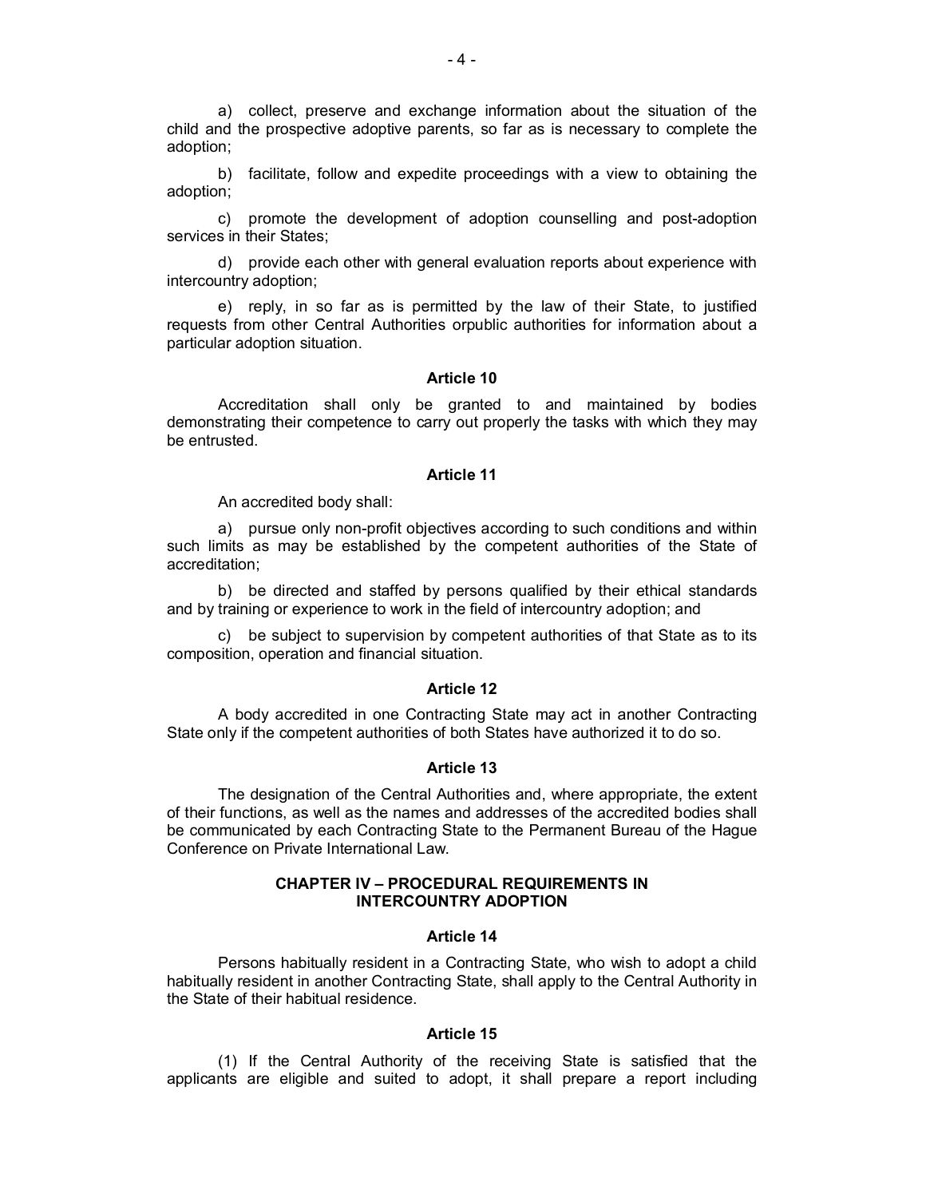a) collect, preserve and exchange information about the situation of the child and the prospective adoptive parents, so far as is necessary to complete the adoption;

b) facilitate, follow and expedite proceedings with a view to obtaining the adoption;

c) promote the development of adoption counselling and post-adoption services in their States;

d) provide each other with general evaluation reports about experience with intercountry adoption;

e) reply, in so far as is permitted by the law of their State, to justified requests from other Central Authorities orpublic authorities for information about a particular adoption situation.

**Article 10**

Accreditation shall only be granted to and maintained by bodies demonstrating their competence to carry out properly the tasks with which they may be entrusted.

**Article 11**

An accredited body shall:

a) pursue only non-profit objectives according to such conditions and within such limits as may be established by the competent authorities of the State of accreditation;

b) be directed and staffed by persons qualified by their ethical standards and by training or experience to work in the field of intercountry adoption; and

c) be subject to supervision by competent authorities of that State as to its composition, operation and financial situation.

**Article 12**

A body accredited in one Contracting State may act in another Contracting State only if the competent authorities of both States have authorized it to do so.

**Article 13**

The designation of the Central Authorities and, where appropriate, the extent of their functions, as well as the names and addresses of the accredited bodies shall be communicated by each Contracting State to the Permanent Bureau of the Hague Conference on Private International Law.

## CHAPTER IV – PROCEDURAL REQUIREMENTS IN INTERCOUNTRY ADOPTION

**Article 14**

Persons habitually resident in a Contracting State, who wish to adopt a child habitually resident in another Contracting State, shall apply to the Central Authority in the State of their habitual residence.

**Article 15**

(1) If the Central Authority of the receiving State is satisfied that the applicants are eligible and suited to adopt, it shall prepare a report including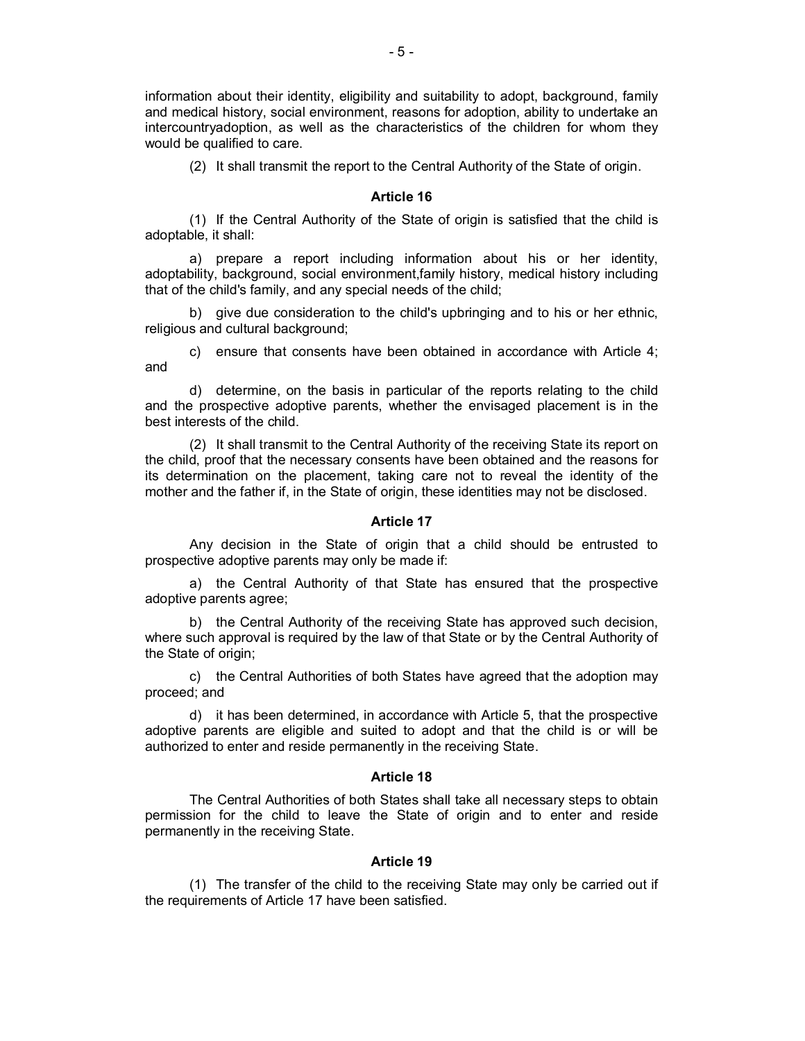information about their identity, eligibility and suitability to adopt, background, family and medical history, social environment, reasons for adoption, ability to undertake an intercountryadoption, as well as the characteristics of the children for whom they would be qualified to care.

(2) It shall transmit the report to the Central Authority of the State of origin.

**Article 16**

(1) If the Central Authority of the State of origin is satisfied that the child is adoptable, it shall:

a) prepare a report including information about his or her identity, adoptability, background, social environment,family history, medical history including that of the child's family, and any special needs of the child;

b) give due consideration to the child's upbringing and to his or her ethnic, religious and cultural background;

c) ensure that consents have been obtained in accordance with Article 4; and

d) determine, on the basis in particular of the reports relating to the child and the prospective adoptive parents, whether the envisaged placement is in the best interests of the child.

(2) It shall transmit to the Central Authority of the receiving State its report on the child, proof that the necessary consents have been obtained and the reasons for its determination on the placement, taking care not to reveal the identity of the mother and the father if, in the State of origin, these identities may not be disclosed.

**Article 17**

Any decision in the State of origin that a child should be entrusted to prospective adoptive parents may only be made if:

a) the Central Authority of that State has ensured that the prospective adoptive parents agree;

b) the Central Authority of the receiving State has approved such decision, where such approval is required by the law of that State or by the Central Authority of the State of origin;

c) the Central Authorities of both States have agreed that the adoption may proceed; and

d) it has been determined, in accordance with Article 5, that the prospective adoptive parents are eligible and suited to adopt and that the child is or will be authorized to enter and reside permanently in the receiving State.

**Article 18**

The Central Authorities of both States shall take all necessary steps to obtain permission for the child to leave the State of origin and to enter and reside permanently in the receiving State.

**Article 19**

(1) The transfer of the child to the receiving State may only be carried out if the requirements of Article 17 have been satisfied.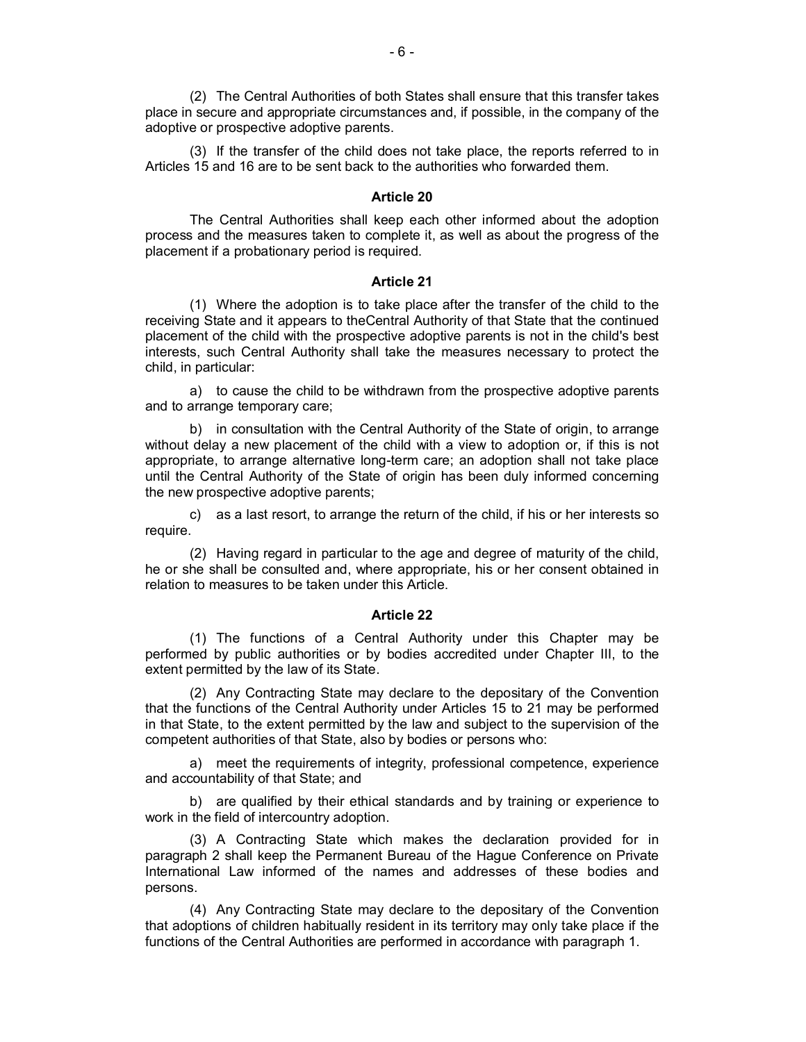(2) The Central Authorities of both States shall ensure that this transfer takes place in secure and appropriate circumstances and, if possible, in the company of the adoptive or prospective adoptive parents.

(3) If the transfer of the child does not take place, the reports referred to in Articles 15 and 16 are to be sent back to the authorities who forwarded them.

**Article 20**

The Central Authorities shall keep each other informed about the adoption process and the measures taken to complete it, as well as about the progress of the placement if a probationary period is required.

**Article 21**

(1) Where the adoption is to take place after the transfer of the child to the receiving State and it appears to theCentral Authority of that State that the continued placement of the child with the prospective adoptive parents is not in the child's best interests, such Central Authority shall take the measures necessary to protect the child, in particular:

a) to cause the child to be withdrawn from the prospective adoptive parents and to arrange temporary care;

b) in consultation with the Central Authority of the State of origin, to arrange without delay a new placement of the child with a view to adoption or, if this is not appropriate, to arrange alternative long-term care; an adoption shall not take place until the Central Authority of the State of origin has been duly informed concerning the new prospective adoptive parents;

c) as a last resort, to arrange the return of the child, if his or her interests so require.

(2) Having regard in particular to the age and degree of maturity of the child, he or she shall be consulted and, where appropriate, his or her consent obtained in relation to measures to be taken under this Article.

**Article 22**

(1) The functions of a Central Authority under this Chapter may be performed by public authorities or by bodies accredited under Chapter III, to the extent permitted by the law of its State.

(2) Any Contracting State may declare to the depositary of the Convention that the functions of the Central Authority under Articles 15 to 21 may be performed in that State, to the extent permitted by the law and subject to the supervision of the competent authorities of that State, also by bodies or persons who:

a) meet the requirements of integrity, professional competence, experience and accountability of that State; and

b) are qualified by their ethical standards and by training or experience to work in the field of intercountry adoption.

(3) A Contracting State which makes the declaration provided for in paragraph 2 shall keep the Permanent Bureau of the Hague Conference on Private International Law informed of the names and addresses of these bodies and persons.

(4) Any Contracting State may declare to the depositary of the Convention that adoptions of children habitually resident in its territory may only take place if the functions of the Central Authorities are performed in accordance with paragraph 1.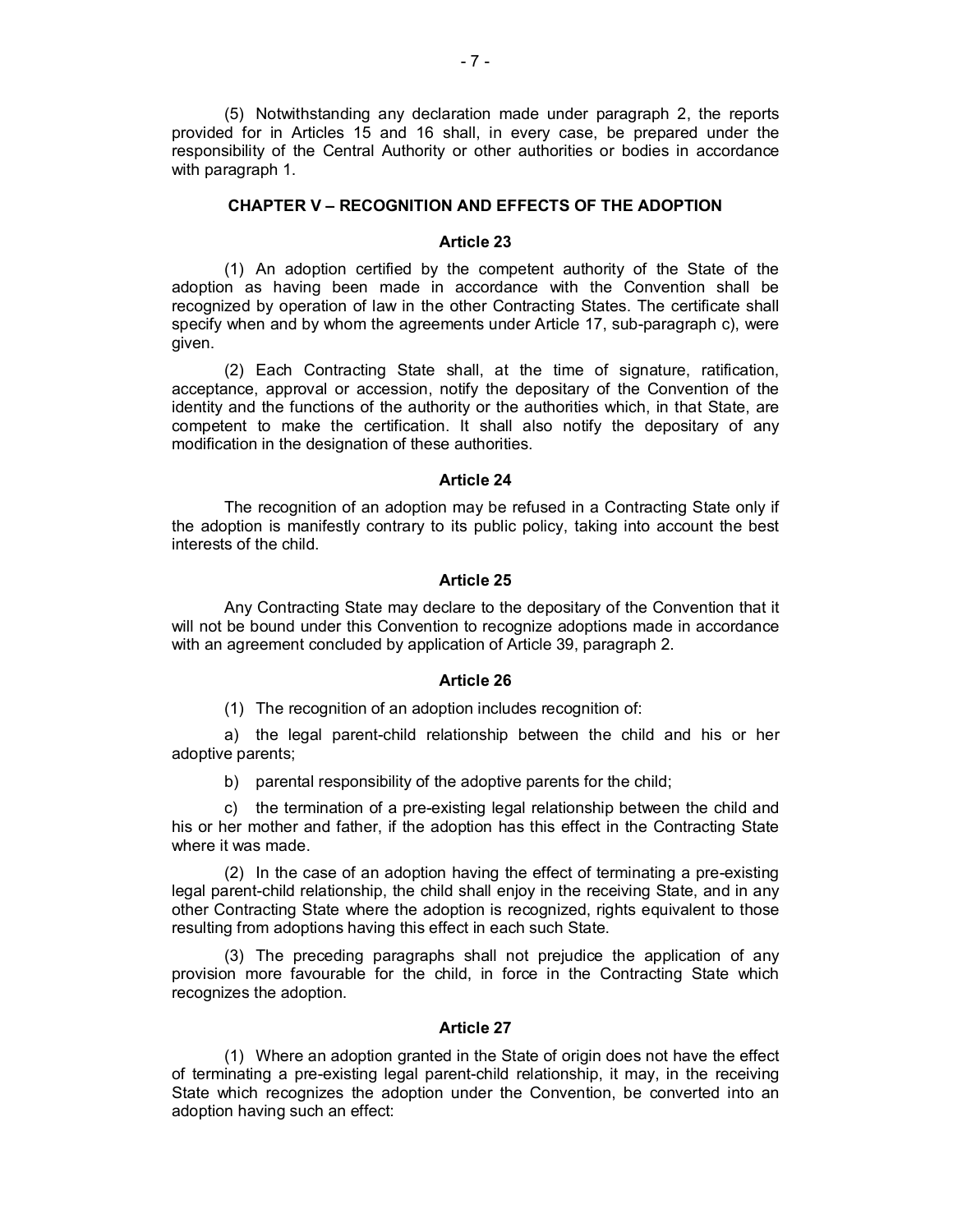(5) Notwithstanding any declaration made under paragraph 2, the reports provided for in Articles 15 and 16 shall, in every case, be prepared under the responsibility of the Central Authority or other authorities or bodies in accordance with paragraph 1.

## CHAPTER V – RECOGNITION AND EFFECTS OF THE ADOPTION

### Article 23

(1) An adoption certified by the competent authority of the State of the adoption as having been made in accordance with the Convention shall be recognized by operation of law in the other Contracting States. The certificate shall specify when and by whom the agreements under Article 17, sub-paragraph c), were given.

(2) Each Contracting State shall, at the time of signature, ratification, acceptance, approval or accession, notify the depositary of the Convention of the identity and the functions of the authority or the authorities which, in that State, are competent to make the certification. It shall also notify the depositary of any modification in the designation of these authorities.

### Article 24

The recognition of an adoption may be refused in a Contracting State only if the adoption is manifestly contrary to its public policy, taking into account the best interests of the child.

### Article 25

Any Contracting State may declare to the depositary of the Convention that it will not be bound under this Convention to recognize adoptions made in accordance with an agreement concluded by application of Article 39, paragraph 2.

### Article 26

(1) The recognition of an adoption includes recognition of:

a) the legal parent-child relationship between the child and his or her adoptive parents;

b) parental responsibility of the adoptive parents for the child;

c) the termination of a pre-existing legal relationship between the child and his or her mother and father, if the adoption has this effect in the Contracting State where it was made.

(2) In the case of an adoption having the effect of terminating a pre-existing legal parent-child relationship, the child shall enjoy in the receiving State, and in any other Contracting State where the adoption is recognized, rights equivalent to those resulting from adoptions having this effect in each such State.

(3) The preceding paragraphs shall not prejudice the application of any provision more favourable for the child, in force in the Contracting State which recognizes the adoption.

### Article 27

(1) Where an adoption granted in the State of origin does not have the effect of terminating a pre-existing legal parent-child relationship, it may, in the receiving State which recognizes the adoption under the Convention, be converted into an adoption having such an effect: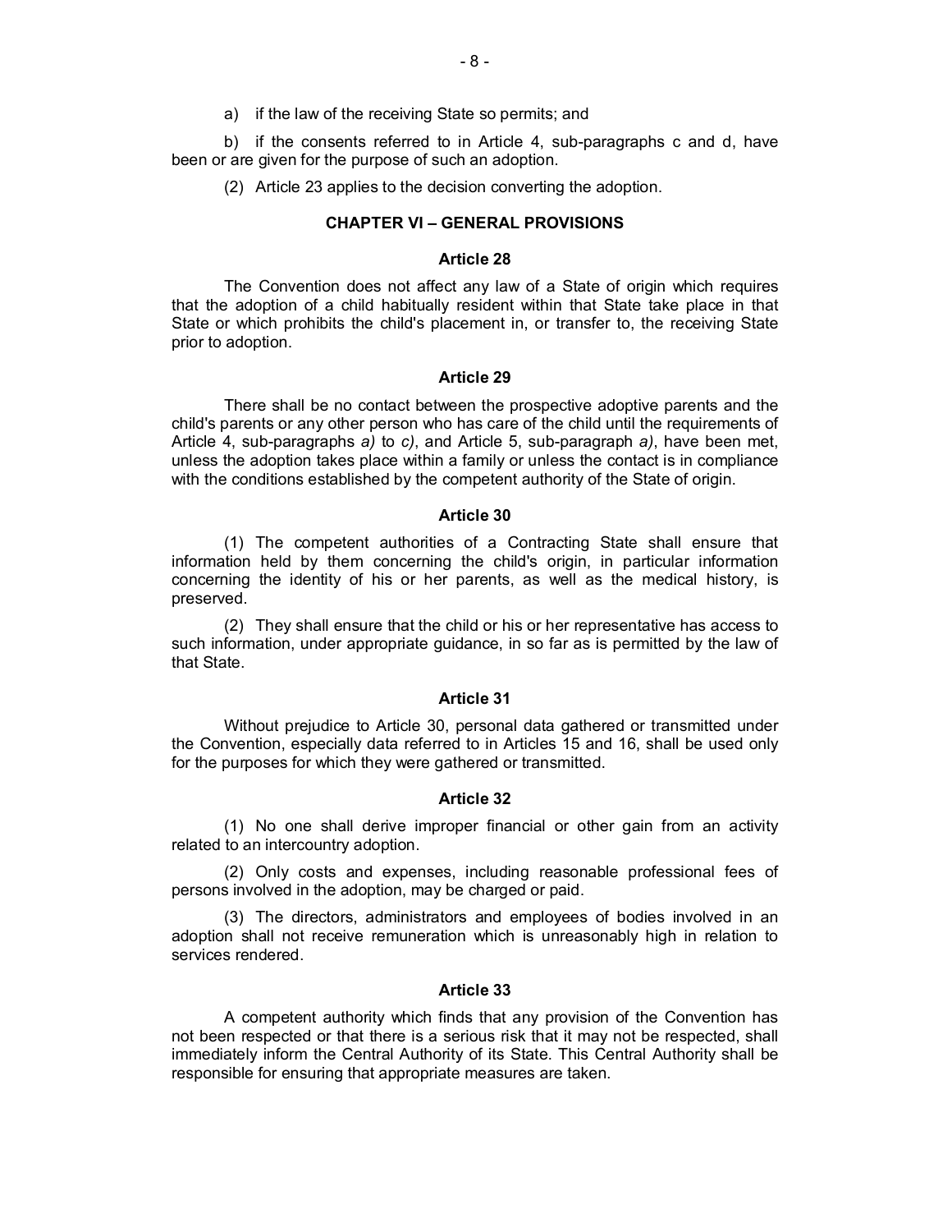a) if the law of the receiving State so permits; and

b) if the consents referred to in Article 4, sub-paragraphs c and d, have been or are given for the purpose of such an adoption.

(2) Article 23 applies to the decision converting the adoption.

## CHAPTER VI – GENERAL PROVISIONS

### Article 28

The Convention does not affect any law of a State of origin which requires that the adoption of a child habitually resident within that State take place in that State or which prohibits the child's placement in, or transfer to, the receiving State prior to adoption.

### Article 29

There shall be no contact between the prospective adoptive parents and the child's parents or any other person who has care of the child until the requirements of Article 4, sub-paragraphs *a)* to *c)*, and Article 5, sub-paragraph *a)*, have been met, unless the adoption takes place within a family or unless the contact is in compliance with the conditions established by the competent authority of the State of origin.

### Article 30

(1) The competent authorities of a Contracting State shall ensure that information held by them concerning the child's origin, in particular information concerning the identity of his or her parents, as well as the medical history, is preserved.

(2) They shall ensure that the child or his or her representative has access to such information, under appropriate guidance, in so far as is permitted by the law of that State.

### Article 31

Without prejudice to Article 30, personal data gathered or transmitted under the Convention, especially data referred to in Articles 15 and 16, shall be used only for the purposes for which they were gathered or transmitted.

### Article 32

(1) No one shall derive improper financial or other gain from an activity related to an intercountry adoption.

(2) Only costs and expenses, including reasonable professional fees of persons involved in the adoption, may be charged or paid.

(3) The directors, administrators and employees of bodies involved in an adoption shall not receive remuneration which is unreasonably high in relation to services rendered.

### Article 33

A competent authority which finds that any provision of the Convention has not been respected or that there is a serious risk that it may not be respected, shall immediately inform the Central Authority of its State. This Central Authority shall be responsible for ensuring that appropriate measures are taken.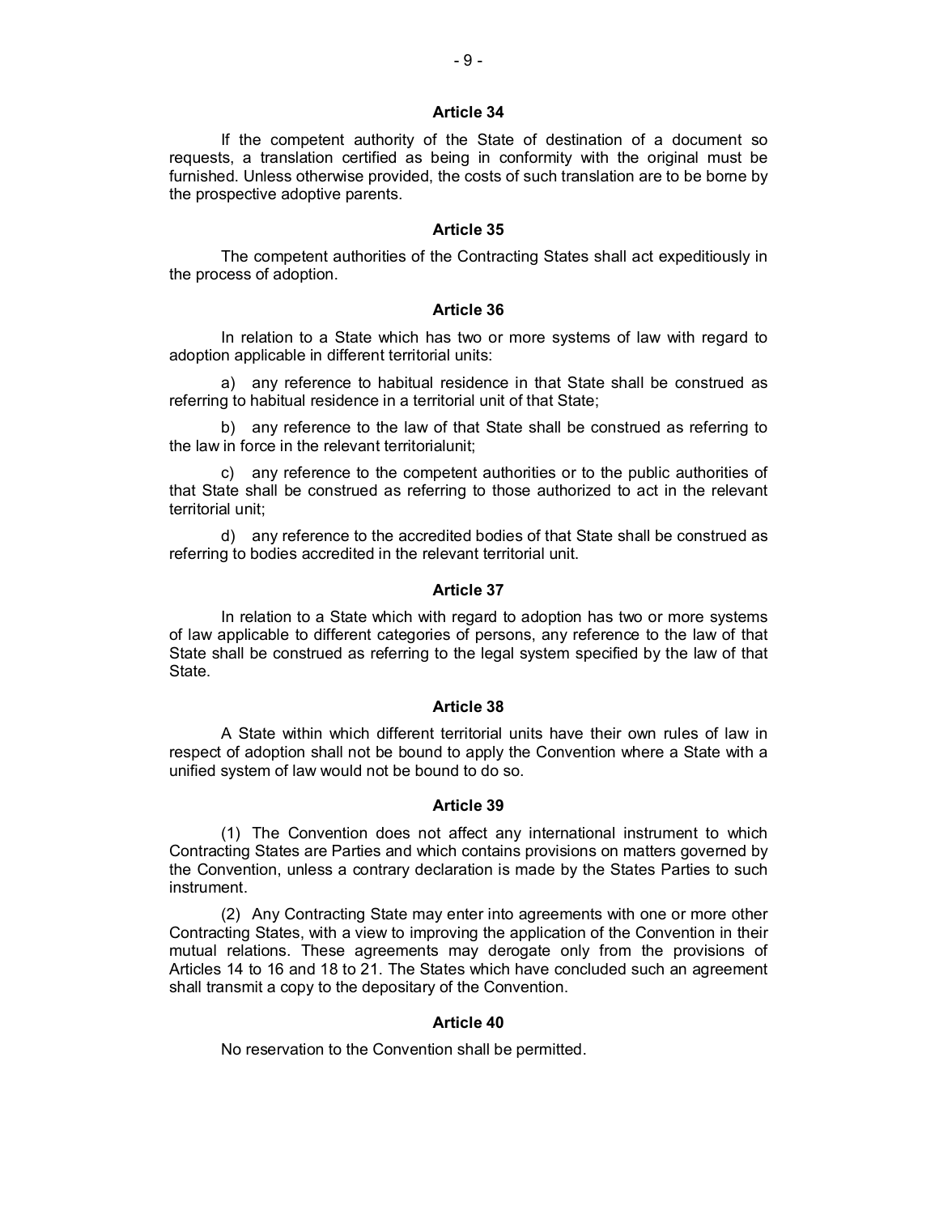### Article 34

If the competent authority of the State of destination of a document so requests, a translation certified as being in conformity with the original must be furnished. Unless otherwise provided, the costs of such translation are to be borne by the prospective adoptive parents.

### Article 35

The competent authorities of the Contracting States shall act expeditiously in the process of adoption.

### Article 36

In relation to a State which has two or more systems of law with regard to adoption applicable in different territorial units:

a) any reference to habitual residence in that State shall be construed as referring to habitual residence in a territorial unit of that State;

b) any reference to the law of that State shall be construed as referring to the law in force in the relevant territorialunit;

c) any reference to the competent authorities or to the public authorities of that State shall be construed as referring to those authorized to act in the relevant territorial unit;

d) any reference to the accredited bodies of that State shall be construed as referring to bodies accredited in the relevant territorial unit.

### Article 37

In relation to a State which with regard to adoption has two or more systems of law applicable to different categories of persons, any reference to the law of that State shall be construed as referring to the legal system specified by the law of that State.

### Article 38

A State within which different territorial units have their own rules of law in respect of adoption shall not be bound to apply the Convention where a State with a unified system of law would not be bound to do so.

### Article 39

(1) The Convention does not affect any international instrument to which Contracting States are Parties and which contains provisions on matters governed by the Convention, unless a contrary declaration is made by the States Parties to such instrument.

(2) Any Contracting State may enter into agreements with one or more other Contracting States, with a view to improving the application of the Convention in their mutual relations. These agreements may derogate only from the provisions of Articles 14 to 16 and 18 to 21. The States which have concluded such an agreement shall transmit a copy to the depositary of the Convention.

### Article 40

No reservation to the Convention shall be permitted.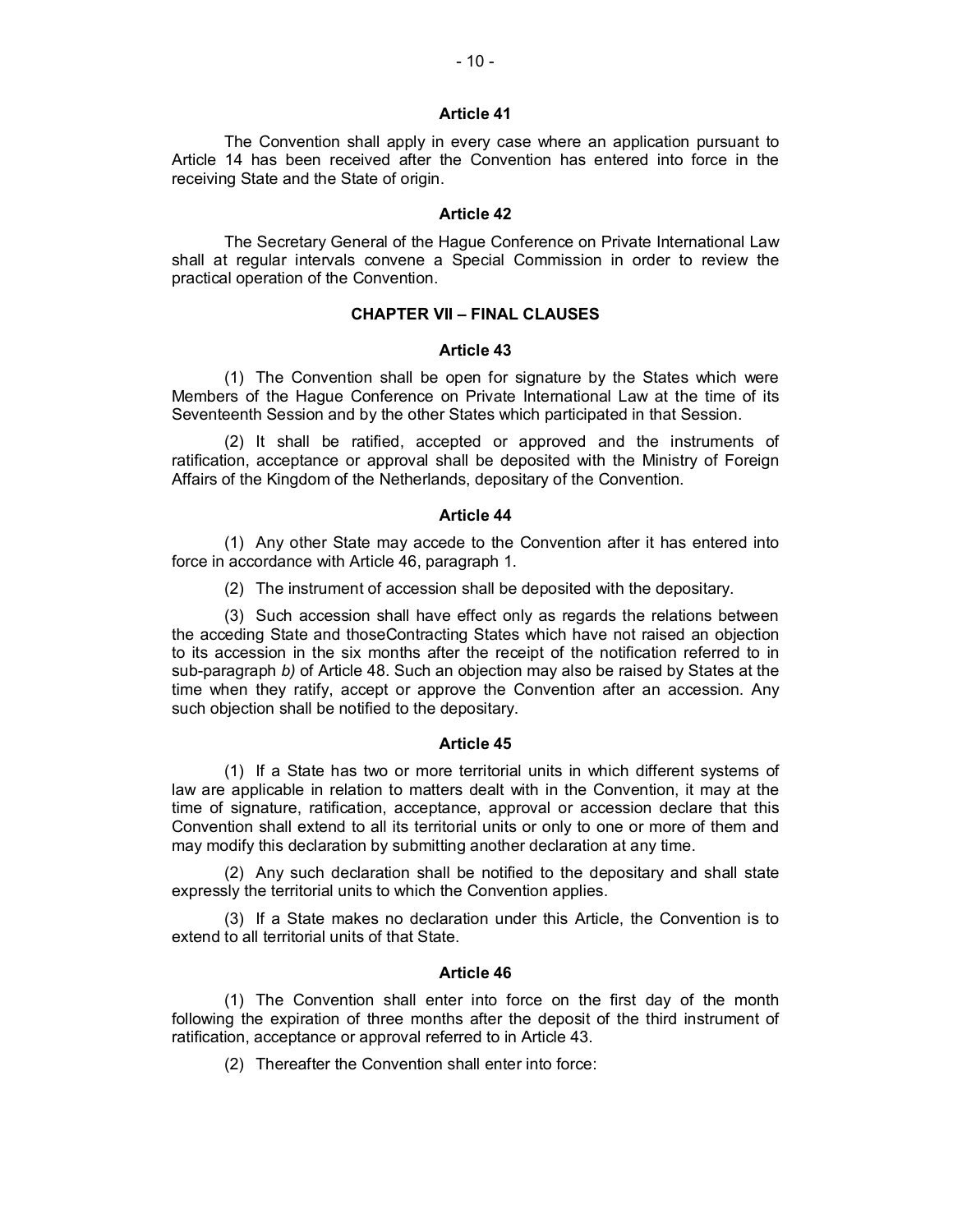### Article 41

The Convention shall apply in every case where an application pursuant to Article 14 has been received after the Convention has entered into force in the receiving State and the State of origin.

### Article 42

The Secretary General of the Hague Conference on Private International Law shall at regular intervals convene a Special Commission in order to review the practical operation of the Convention.

## CHAPTER VII – FINAL CLAUSES

### Article 43

(1) The Convention shall be open for signature by the States which were Members of the Hague Conference on Private International Law at the time of its Seventeenth Session and by the other States which participated in that Session.

(2) It shall be ratified, accepted or approved and the instruments of ratification, acceptance or approval shall be deposited with the Ministry of Foreign Affairs of the Kingdom of the Netherlands, depositary of the Convention.

### Article 44

(1) Any other State may accede to the Convention after it has entered into force in accordance with Article 46, paragraph 1.

(2) The instrument of accession shall be deposited with the depositary.

(3) Such accession shall have effect only as regards the relations between the acceding State and thoseContracting States which have not raised an objection to its accession in the six months after the receipt of the notification referred to in sub-paragraph *b)* of Article 48. Such an objection may also be raised by States at the time when they ratify, accept or approve the Convention after an accession. Any such objection shall be notified to the depositary.

### Article 45

(1) If a State has two or more territorial units in which different systems of law are applicable in relation to matters dealt with in the Convention, it may at the time of signature, ratification, acceptance, approval or accession declare that this Convention shall extend to all its territorial units or only to one or more of them and may modify this declaration by submitting another declaration at any time.

(2) Any such declaration shall be notified to the depositary and shall state expressly the territorial units to which the Convention applies.

(3) If a State makes no declaration under this Article, the Convention is to extend to all territorial units of that State.

### Article 46

(1) The Convention shall enter into force on the first day of the month following the expiration of three months after the deposit of the third instrument of ratification, acceptance or approval referred to in Article 43.

(2) Thereafter the Convention shall enter into force: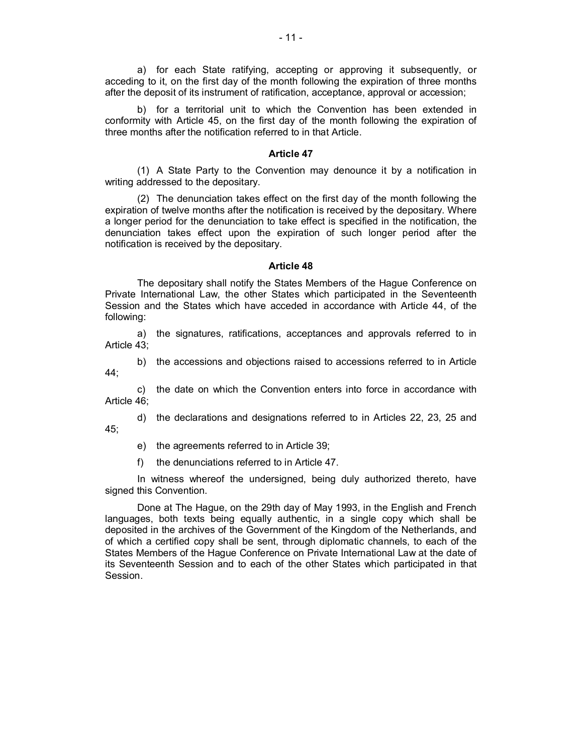a) for each State ratifying, accepting or approving it subsequently, or acceding to it, on the first day of the month following the expiration of three months after the deposit of its instrument of ratification, acceptance, approval or accession;

b) for a territorial unit to which the Convention has been extended in conformity with Article 45, on the first day of the month following the expiration of three months after the notification referred to in that Article.

**Article 47**

(1) A State Party to the Convention may denounce it by a notification in writing addressed to the depositary.

(2) The denunciation takes effect on the first day of the month following the expiration of twelve months after the notification is received by the depositary. Where a longer period for the denunciation to take effect is specified in the notification, the denunciation takes effect upon the expiration of such longer period after the notification is received by the depositary.

**Article 48**

The depositary shall notify the States Members of the Hague Conference on Private International Law, the other States which participated in the Seventeenth Session and the States which have acceded in accordance with Article 44, of the following:

a) the signatures, ratifications, acceptances and approvals referred to in Article 43;

b) the accessions and objections raised to accessions referred to in Article 44;

c) the date on which the Convention enters into force in accordance with Article 46;

d) the declarations and designations referred to in Articles 22, 23, 25 and 45;

e) the agreements referred to in Article 39;

f) the denunciations referred to in Article 47.

In witness whereof the undersigned, being duly authorized thereto, have signed this Convention.

Done at The Hague, on the 29th day of May 1993, in the English and French languages, both texts being equally authentic, in a single copy which shall be deposited in the archives of the Government of the Kingdom of the Netherlands, and of which a certified copy shall be sent, through diplomatic channels, to each of the States Members of the Hague Conference on Private International Law at the date of its Seventeenth Session and to each of the other States which participated in that Session.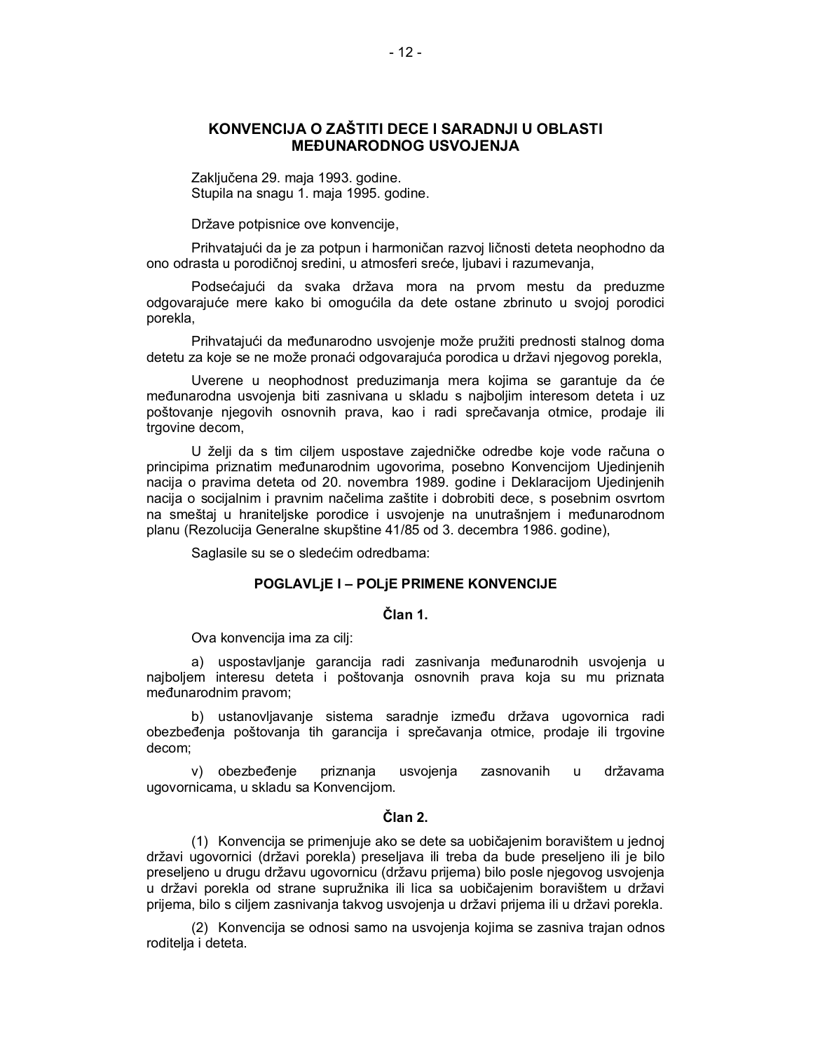## KONVENCIJA O ZAŠTITI DECE I SARADNJI U OBLASTI MEĐUNARODNOG USVOJENJA

Zaključena 29. maja 1993. godine.
Stupila na snagu 1. maja 1995. godine.

Države potpisnice ove konvencije,

Prihvatajući da je za potpun i harmoničan razvoj ličnosti deteta neophodno da ono odrasta u porodičnoj sredini, u atmosferi sreće, ljubavi i razumevanja,

Podsećajući da svaka država mora na prvom mestu da preduzme odgovarajuće mere kako bi omogućila da dete ostane zbrinuto u svojoj porodici porekla,

Prihvatajući da međunarodno usvojenje može pružiti prednosti stalnog doma detetu za koje se ne može pronaći odgovarajuća porodica u državi njegovog porekla,

Uverene u neophodnost preduzimanja mera kojima se garantuje da će međunarodna usvojenja biti zasnivana u skladu s najboljim interesom deteta i uz poštovanje njegovih osnovnih prava, kao i radi sprečavanja otmice, prodaje ili trgovine decom,

U želji da s tim ciljem uspostave zajedničke odredbe koje vode računa o principima priznatim međunarodnim ugovorima, posebno Konvencijom Ujedinjenih nacija o pravima deteta od 20. novembra 1989. godine i Deklaracijom Ujedinjenih nacija o socijalnim i pravnim načelima zaštite i dobrobiti dece, s posebnim osvrtom na smeštaj u hraniteljske porodice i usvojenje na unutrašnjem i međunarodnom planu (Rezolucija Generalne skupštine 41/85 od 3. decembra 1986. godine),

Saglasile su se o sledećim odredbama:

### POGLAVLjE I – POLjE PRIMENE KONVENCIJE

#### Član 1.

Ova konvencija ima za cilj:

a) uspostavljanje garancija radi zasnivanja međunarodnih usvojenja u najboljem interesu deteta i poštovanja osnovnih prava koja su mu priznata međunarodnim pravom;

b) ustanovljavanje sistema saradnje između država ugovornica radi obezbeđenja poštovanja tih garancija i sprečavanja otmice, prodaje ili trgovine decom;

v) obezbeđenje priznanja usvojenja zasnovanih u državama ugovornicama, u skladu sa Konvencijom.

#### Član 2.

(1) Konvencija se primenjuje ako se dete sa uobičajenim boravištem u jednoj državi ugovornici (državi porekla) preseljava ili treba da bude preseljeno ili je bilo preseljeno u drugu državu ugovornicu (državu prijema) bilo posle njegovog usvojenja u državi porekla od strane supružnika ili lica sa uobičajenim boravištem u državi prijema, bilo s ciljem zasnivanja takvog usvojenja u državi prijema ili u državi porekla.

(2) Konvencija se odnosi samo na usvojenja kojima se zasniva trajan odnos roditelja i deteta.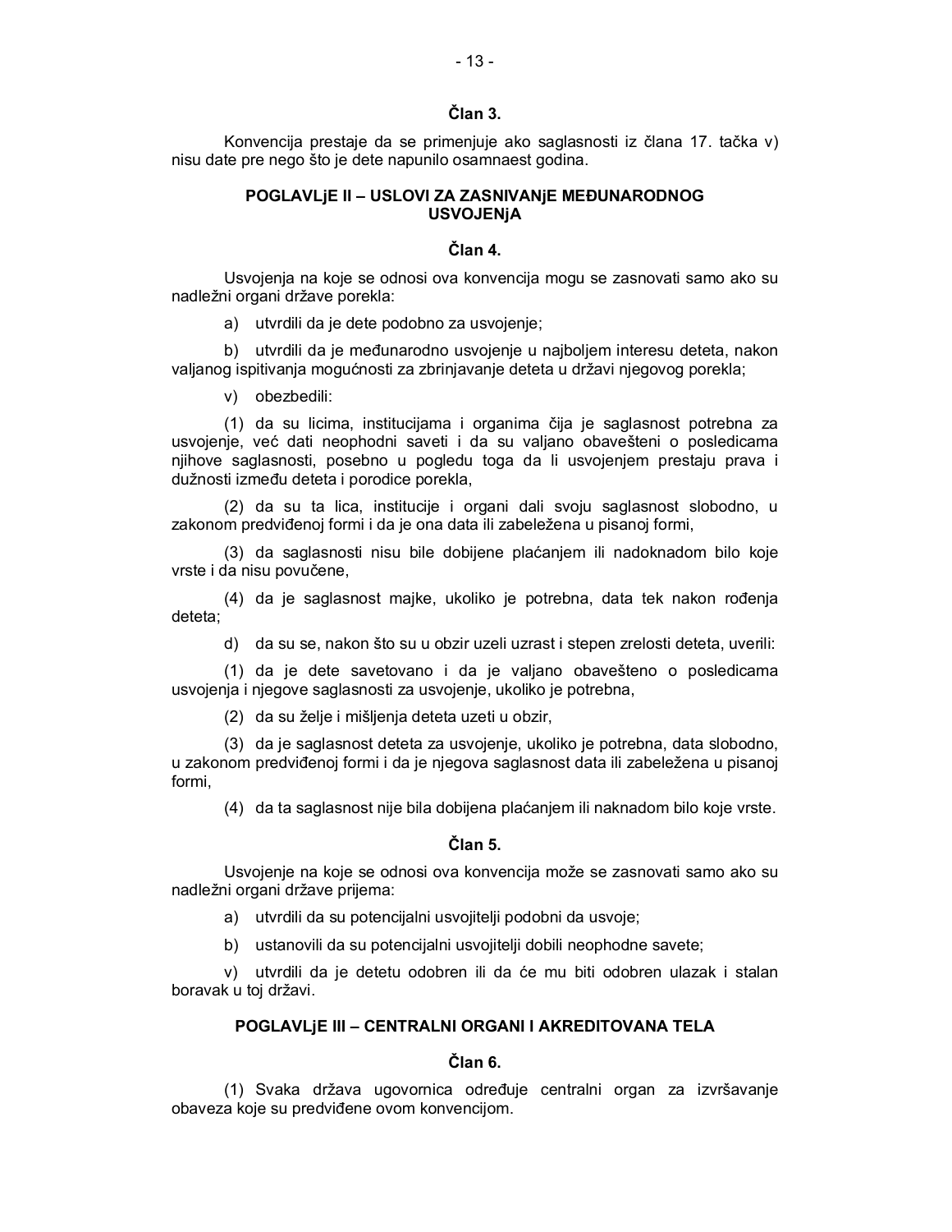### Član 3.

Konvencija prestaje da se primenjuje ako saglasnosti iz člana 17. tačka v) nisu date pre nego što je dete napunilo osamnaest godina.

## POGLAVLjE II – USLOVI ZA ZASNIVANjE MEĐUNARODNOG USVOJENjA

### Član 4.

Usvojenja na koje se odnosi ova konvencija mogu se zasnovati samo ako su nadležni organi države porekla:

a) utvrdili da je dete podobno za usvojenje;

b) utvrdili da je međunarodno usvojenje u najboljem interesu deteta, nakon valjanog ispitivanja mogućnosti za zbrinjavanje deteta u državi njegovog porekla;

v) obezbedili:

(1) da su licima, institucijama i organima čija je saglasnost potrebna za usvojenje, već dati neophodni saveti i da su valjano obavešteni o posledicama njihove saglasnosti, posebno u pogledu toga da li usvojenjem prestaju prava i dužnosti između deteta i porodice porekla,

(2) da su ta lica, institucije i organi dali svoju saglasnost slobodno, u zakonom predviđenoj formi i da je ona data ili zabeležena u pisanoj formi,

(3) da saglasnosti nisu bile dobijene plaćanjem ili nadoknadom bilo koje vrste i da nisu povučene,

(4) da je saglasnost majke, ukoliko je potrebna, data tek nakon rođenja deteta;

d) da su se, nakon što su u obzir uzeli uzrast i stepen zrelosti deteta, uverili:

(1) da je dete savetovano i da je valjano obavešteno o posledicama usvojenja i njegove saglasnosti za usvojenje, ukoliko je potrebna,

(2) da su želje i mišljenja deteta uzeti u obzir,

(3) da je saglasnost deteta za usvojenje, ukoliko je potrebna, data slobodno, u zakonom predviđenoj formi i da je njegova saglasnost data ili zabeležena u pisanoj formi,

(4) da ta saglasnost nije bila dobijena plaćanjem ili naknadom bilo koje vrste.

### Član 5.

Usvojenje na koje se odnosi ova konvencija može se zasnovati samo ako su nadležni organi države prijema:

a) utvrdili da su potencijalni usvojitelji podobni da usvoje;

b) ustanovili da su potencijalni usvojitelji dobili neophodne savete;

v) utvrdili da je detetu odobren ili da će mu biti odobren ulazak i stalan boravak u toj državi.

## POGLAVLjE III – CENTRALNI ORGANI I AKREDITOVANA TELA

### Član 6.

(1) Svaka država ugovornica određuje centralni organ za izvršavanje obaveza koje su predviđene ovom konvencijom.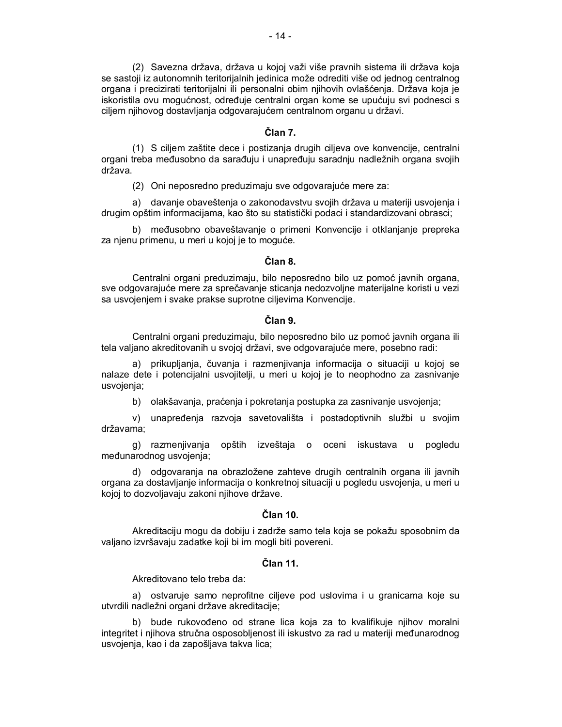(2) Savezna država, država u kojoj važi više pravnih sistema ili država koja se sastoji iz autonomnih teritorijalnih jedinica može odrediti više od jednog centralnog organa i precizirati teritorijalni ili personalni obim njihovih ovlašćenja. Država koja je iskoristila ovu mogućnost, određuje centralni organ kome se upućuju svi podnesci s ciljem njihovog dostavljanja odgovarajućem centralnom organu u državi.

**Član 7.**

(1) S ciljem zaštite dece i postizanja drugih ciljeva ove konvencije, centralni organi treba međusobno da sarađuju i unapređuju saradnju nadležnih organa svojih država.

(2) Oni neposredno preduzimaju sve odgovarajuće mere za:

a) davanje obaveštenja o zakonodavstvu svojih država u materiji usvojenja i drugim opštim informacijama, kao što su statistički podaci i standardizovani obrasci;

b) međusobno obaveštavanje o primeni Konvencije i otklanjanje prepreka za njenu primenu, u meri u kojoj je to moguće.

**Član 8.**

Centralni organi preduzimaju, bilo neposredno bilo uz pomoć javnih organa, sve odgovarajuće mere za sprečavanje sticanja nedozvoljne materijalne koristi u vezi sa usvojenjem i svake prakse suprotne ciljevima Konvencije.

**Član 9.**

Centralni organi preduzimaju, bilo neposredno bilo uz pomoć javnih organa ili tela valjano akreditovanih u svojoj državi, sve odgovarajuće mere, posebno radi:

a) prikupljanja, čuvanja i razmenjivanja informacija o situaciji u kojoj se nalaze dete i potencijalni usvojitelji, u meri u kojoj je to neophodno za zasnivanje usvojenja;

b) olakšavanja, praćenja i pokretanja postupka za zasnivanje usvojenja;

v) unapređenja razvoja savetovališta i postadoptivnih službi u svojim državama;

g) razmenjivanja opštih izveštaja o oceni iskustava u pogledu međunarodnog usvojenja;

d) odgovaranja na obrazložene zahteve drugih centralnih organa ili javnih organa za dostavljanje informacija o konkretnoj situaciji u pogledu usvojenja, u meri u kojoj to dozvoljavaju zakoni njihove države.

**Član 10.**

Akreditaciju mogu da dobiju i zadrže samo tela koja se pokažu sposobnim da valjano izvršavaju zadatke koji bi im mogli biti povereni.

**Član 11.**

Akreditovano telo treba da:

a) ostvaruje samo neprofitne ciljeve pod uslovima i u granicama koje su utvrdili nadležni organi države akreditacije;

b) bude rukovođeno od strane lica koja za to kvalifikuje njihov moralni integritet i njihova stručna osposobljenost ili iskustvo za rad u materiji međunarodnog usvojenja, kao i da zapošljava takva lica;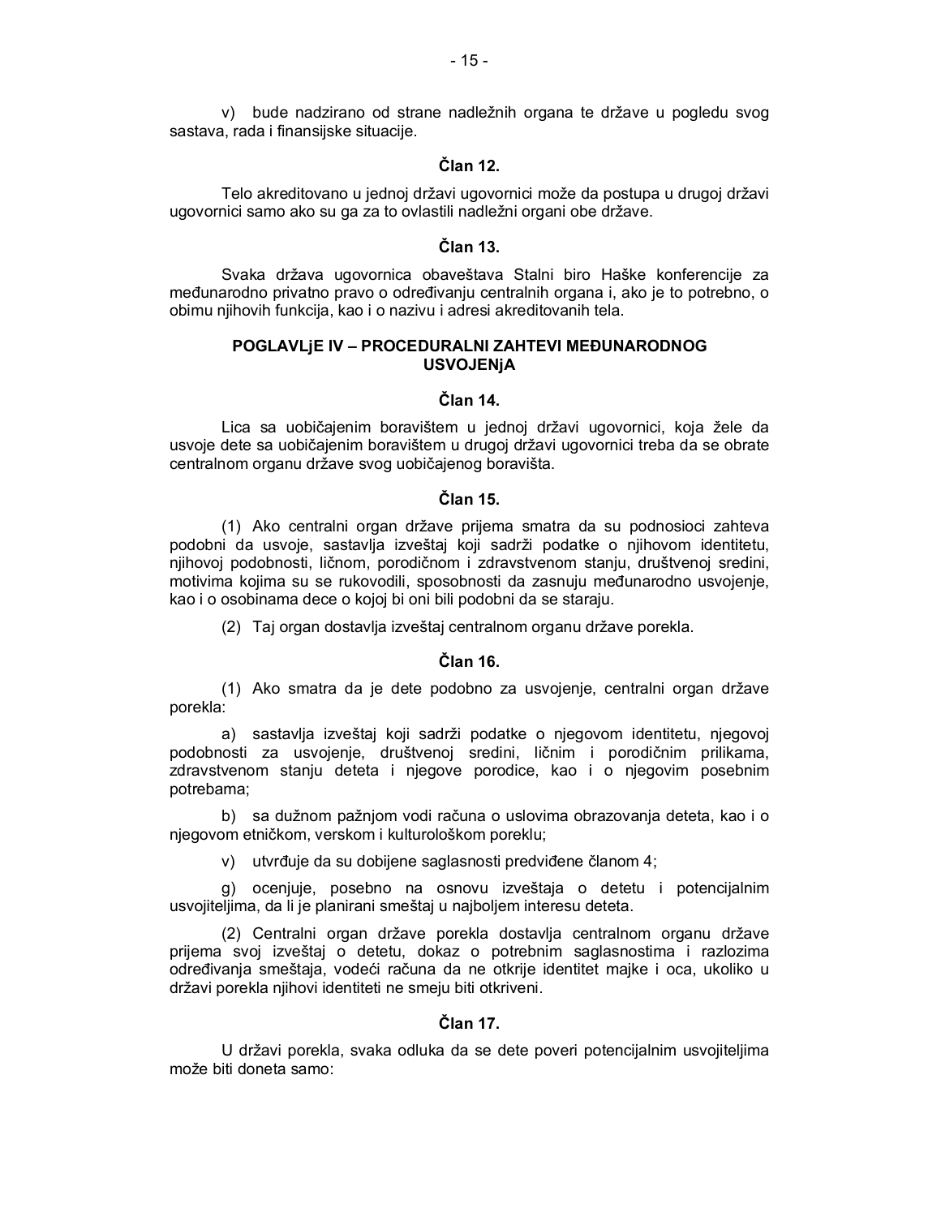v) bude nadzirano od strane nadležnih organa te države u pogledu svog sastava, rada i finansijske situacije.

### Član 12.

Telo akreditovano u jednoj državi ugovornici može da postupa u drugoj državi ugovornici samo ako su ga za to ovlastili nadležni organi obe države.

### Član 13.

Svaka država ugovornica obaveštava Stalni biro Haške konferencije za međunarodno privatno pravo o određivanju centralnih organa i, ako je to potrebno, o obimu njihovih funkcija, kao i o nazivu i adresi akreditovanih tela.

## POGLAVLjE IV – PROCEDURALNI ZAHTEVI MEĐUNARODNOG USVOJENjA

### Član 14.

Lica sa uobičajenim boravištem u jednoj državi ugovornici, koja žele da usvoje dete sa uobičajenim boravištem u drugoj državi ugovornici treba da se obrate centralnom organu države svog uobičajenog boravišta.

### Član 15.

(1) Ako centralni organ države prijema smatra da su podnosioci zahteva podobni da usvoje, sastavlja izveštaj koji sadrži podatke o njihovom identitetu, njihovoj podobnosti, ličnom, porodičnom i zdravstvenom stanju, društvenoj sredini, motivima kojima su se rukovodili, sposobnosti da zasnuju međunarodno usvojenje, kao i o osobinama dece o kojoj bi oni bili podobni da se staraju.

(2) Taj organ dostavlja izveštaj centralnom organu države porekla.

### Član 16.

(1) Ako smatra da je dete podobno za usvojenje, centralni organ države porekla:

a) sastavlja izveštaj koji sadrži podatke o njegovom identitetu, njegovoj podobnosti za usvojenje, društvenoj sredini, ličnim i porodičnim prilikama, zdravstvenom stanju deteta i njegove porodice, kao i o njegovim posebnim potrebama;

b) sa dužnom pažnjom vodi računa o uslovima obrazovanja deteta, kao i o njegovom etničkom, verskom i kulturološkom poreklu;

v) utvrđuje da su dobijene saglasnosti predviđene članom 4;

g) ocenjuje, posebno na osnovu izveštaja o detetu i potencijalnim usvojiteljima, da li je planirani smeštaj u najboljem interesu deteta.

(2) Centralni organ države porekla dostavlja centralnom organu države prijema svoj izveštaj o detetu, dokaz o potrebnim saglasnostima i razlozima određivanja smeštaja, vodeći računa da ne otkrije identitet majke i oca, ukoliko u državi porekla njihovi identiteti ne smeju biti otkriveni.

### Član 17.

U državi porekla, svaka odluka da se dete poveri potencijalnim usvojiteljima može biti doneta samo: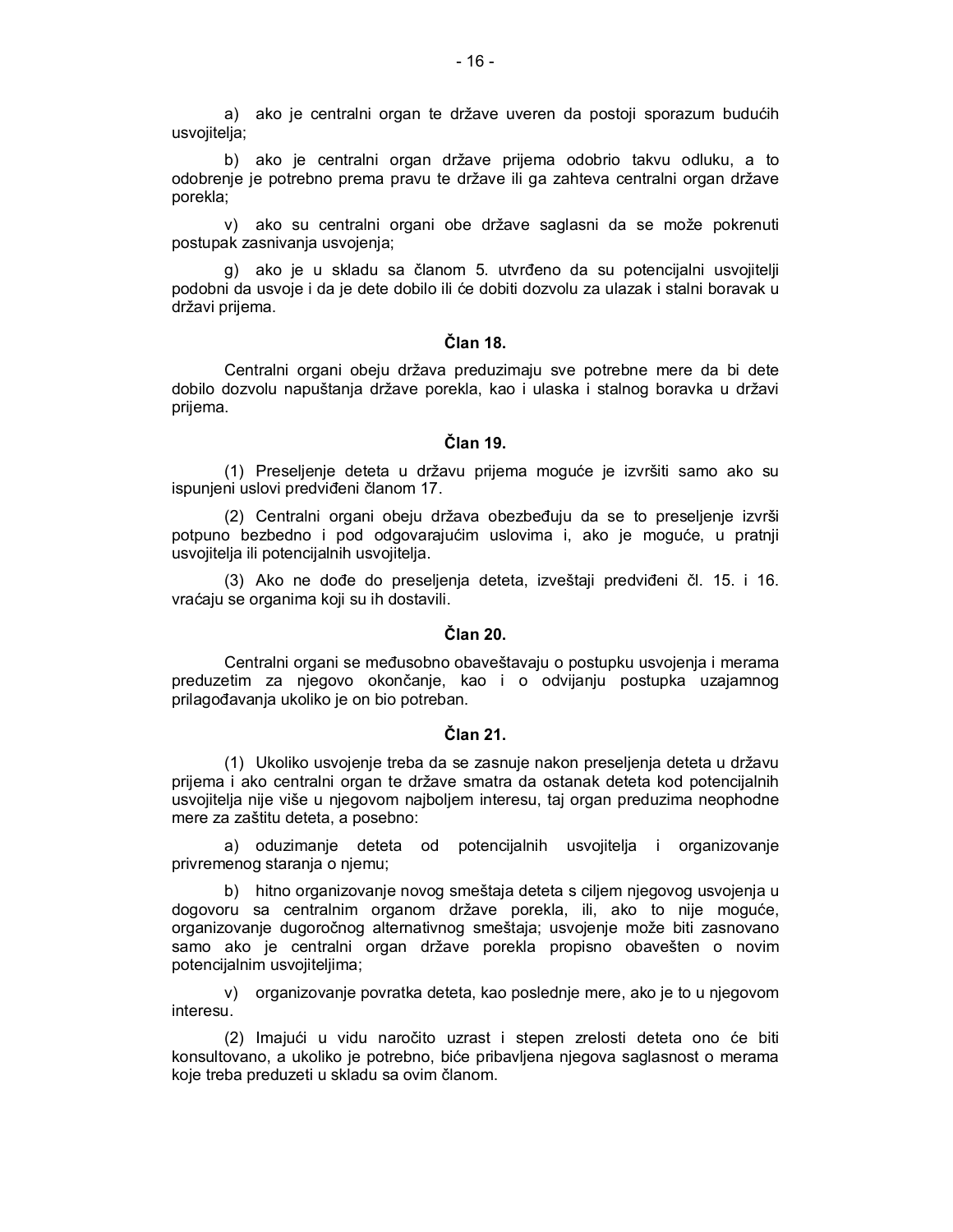a) ako je centralni organ te države uveren da postoji sporazum budućih usvojitelja;

b) ako je centralni organ države prijema odobrio takvu odluku, a to odobrenje je potrebno prema pravu te države ili ga zahteva centralni organ države porekla;

v) ako su centralni organi obe države saglasni da se može pokrenuti postupak zasnivanja usvojenja;

g) ako je u skladu sa članom 5. utvrđeno da su potencijalni usvojitelji podobni da usvoje i da je dete dobilo ili će dobiti dozvolu za ulazak i stalni boravak u državi prijema.

### Član 18.

Centralni organi obeju država preduzimaju sve potrebne mere da bi dete dobilo dozvolu napuštanja države porekla, kao i ulaska i stalnog boravka u državi prijema.

### Član 19.

(1) Preseljenje deteta u državu prijema moguće je izvršiti samo ako su ispunjeni uslovi predviđeni članom 17.

(2) Centralni organi obeju država obezbeđuju da se to preseljenje izvrši potpuno bezbedno i pod odgovarajućim uslovima i, ako je moguće, u pratnji usvojitelja ili potencijalnih usvojitelja.

(3) Ako ne dođe do preseljenja deteta, izveštaji predviđeni čl. 15. i 16. vraćaju se organima koji su ih dostavili.

### Član 20.

Centralni organi se međusobno obaveštavaju o postupku usvojenja i merama preduzetim za njegovo okončanje, kao i o odvijanju postupka uzajamnog prilagođavanja ukoliko je on bio potreban.

### Član 21.

(1) Ukoliko usvojenje treba da se zasnuje nakon preseljenja deteta u državu prijema i ako centralni organ te države smatra da ostanak deteta kod potencijalnih usvojitelja nije više u njegovom najboljem interesu, taj organ preduzima neophodne mere za zaštitu deteta, a posebno:

a) oduzimanje deteta od potencijalnih usvojitelja i organizovanje privremenog staranja o njemu;

b) hitno organizovanje novog smeštaja deteta s ciljem njegovog usvojenja u dogovoru sa centralnim organom države porekla, ili, ako to nije moguće, organizovanje dugoročnog alternativnog smeštaja; usvojenje može biti zasnovano samo ako je centralni organ države porekla propisno obavešten o novim potencijalnim usvojiteljima;

v) organizovanje povratka deteta, kao poslednje mere, ako je to u njegovom interesu.

(2) Imajući u vidu naročito uzrast i stepen zrelosti deteta ono će biti konsultovano, a ukoliko je potrebno, biće pribavljena njegova saglasnost o merama koje treba preduzeti u skladu sa ovim članom.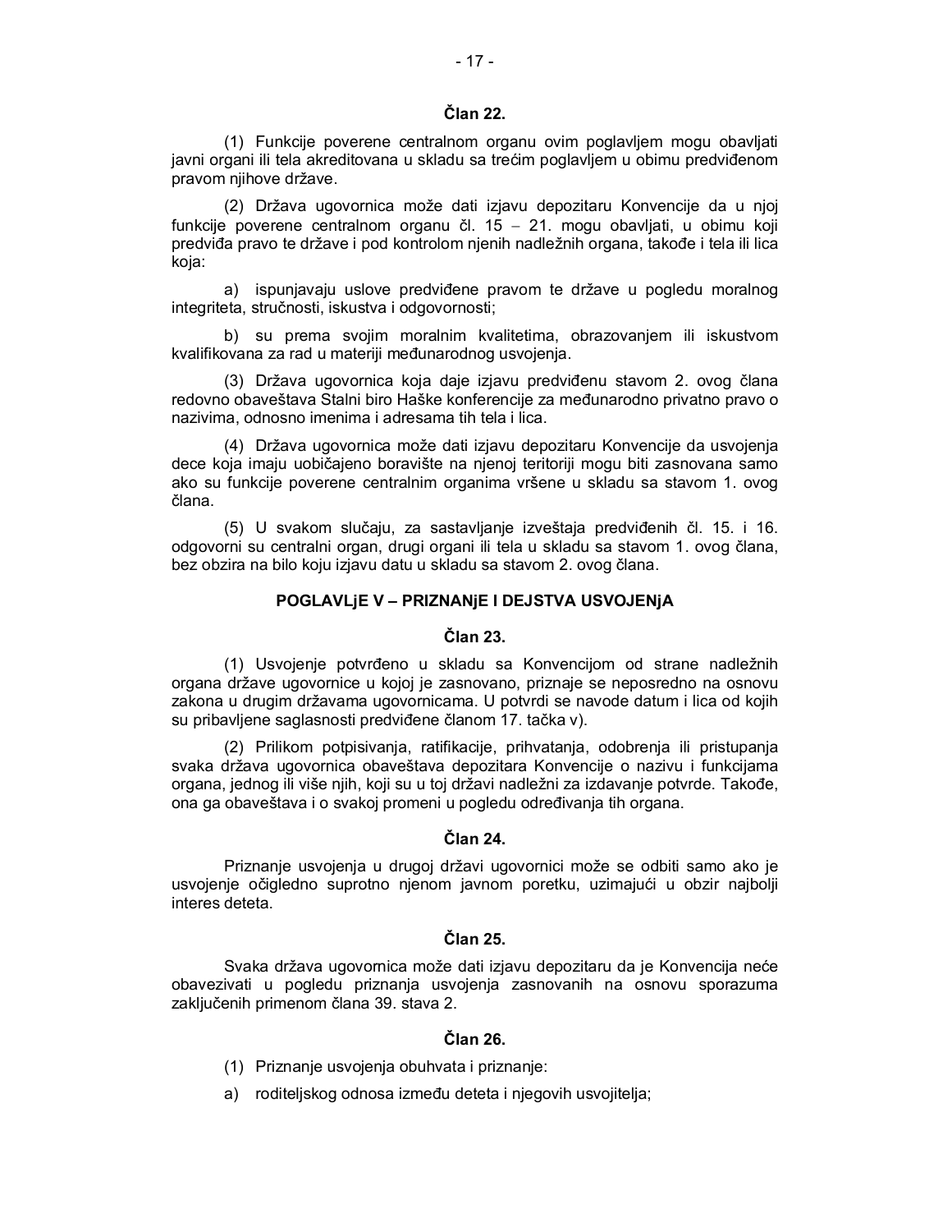**Član 22.**

(1) Funkcije poverene centralnom organu ovim poglavljem mogu obavljati javni organi ili tela akreditovana u skladu sa trećim poglavljem u obimu predviđenom pravom njihove države.

(2) Država ugovornica može dati izjavu depozitaru Konvencije da u njoj funkcije poverene centralnom organu čl. 15 – 21. mogu obavljati, u obimu koji predviđa pravo te države i pod kontrolom njenih nadležnih organa, takođe i tela ili lica koja:

a) ispunjavaju uslove predviđene pravom te države u pogledu moralnog integriteta, stručnosti, iskustva i odgovornosti;

b) su prema svojim moralnim kvalitetima, obrazovanjem ili iskustvom kvalifikovana za rad u materiji međunarodnog usvojenja.

(3) Država ugovornica koja daje izjavu predviđenu stavom 2. ovog člana redovno obaveštava Stalni biro Haške konferencije za međunarodno privatno pravo o nazivima, odnosno imenima i adresama tih tela i lica.

(4) Država ugovornica može dati izjavu depozitaru Konvencije da usvojenja dece koja imaju uobičajeno boravište na njenoj teritoriji mogu biti zasnovana samo ako su funkcije poverene centralnim organima vršene u skladu sa stavom 1. ovog člana.

(5) U svakom slučaju, za sastavljanje izveštaja predviđenih čl. 15. i 16. odgovorni su centralni organ, drugi organi ili tela u skladu sa stavom 1. ovog člana, bez obzira na bilo koju izjavu datu u skladu sa stavom 2. ovog člana.

**POGLAVLjE V – PRIZNANjE I DEJSTVA USVOJENjA**

**Član 23.**

(1) Usvojenje potvrđeno u skladu sa Konvencijom od strane nadležnih organa države ugovornice u kojoj je zasnovano, priznaje se neposredno na osnovu zakona u drugim državama ugovornicama. U potvrdi se navode datum i lica od kojih su pribavljene saglasnosti predviđene članom 17. tačka v).

(2) Prilikom potpisivanja, ratifikacije, prihvatanja, odobrenja ili pristupanja svaka država ugovornica obaveštava depozitara Konvencije o nazivu i funkcijama organa, jednog ili više njih, koji su u toj državi nadležni za izdavanje potvrde. Takođe, ona ga obaveštava i o svakoj promeni u pogledu određivanja tih organa.

**Član 24.**

Priznanje usvojenja u drugoj državi ugovornici može se odbiti samo ako je usvojenje očigledno suprotno njenom javnom poretku, uzimajući u obzir najbolji interes deteta.

**Član 25.**

Svaka država ugovornica može dati izjavu depozitaru da je Konvencija neće obavezivati u pogledu priznanja usvojenja zasnovanih na osnovu sporazuma zaključenih primenom člana 39. stava 2.

**Član 26.**

(1) Priznanje usvojenja obuhvata i priznanje:

a) roditeljskog odnosa između deteta i njegovih usvojitelja;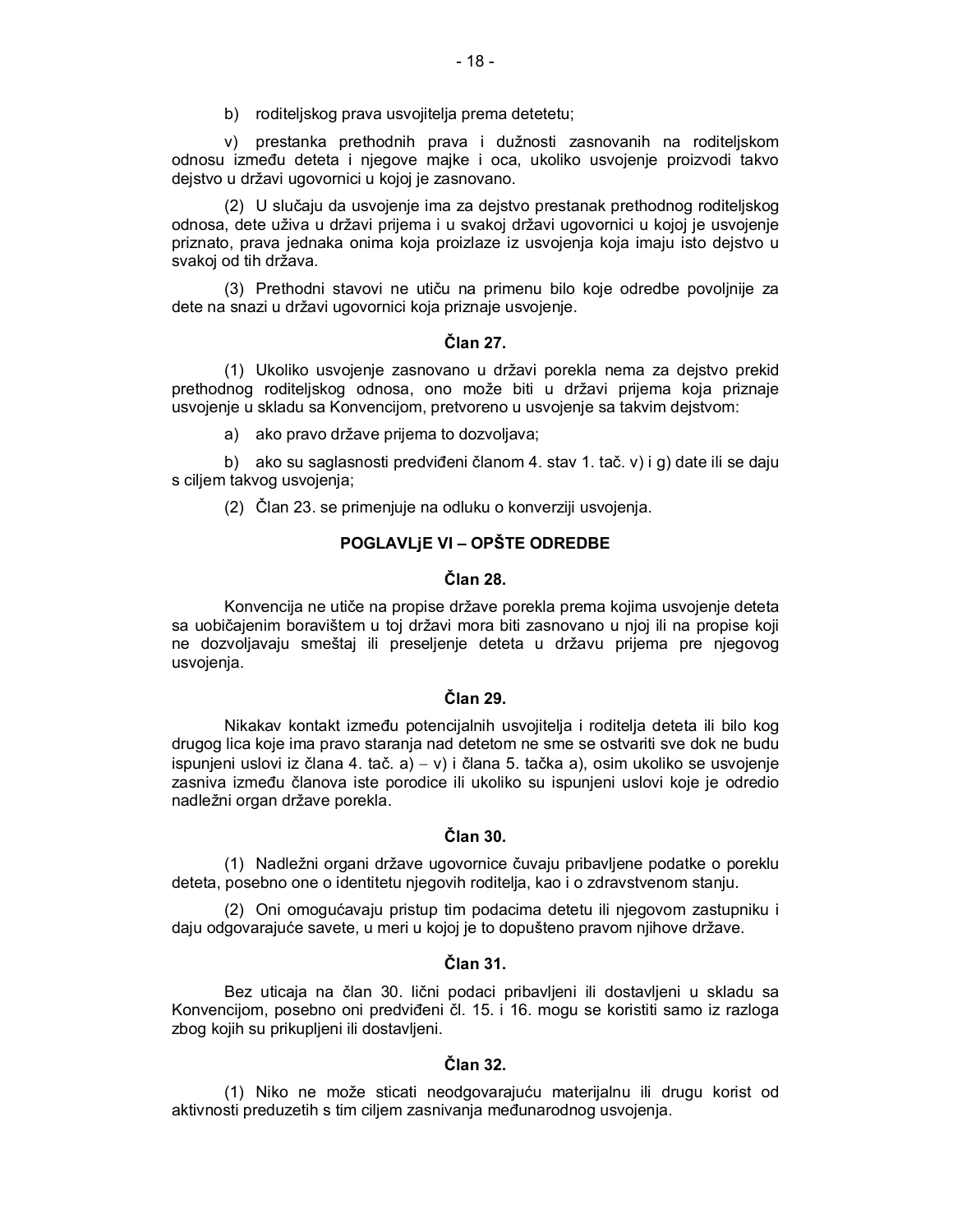b) roditeljskog prava usvojitelja prema detetu;

v) prestanka prethodnih prava i dužnosti zasnovanih na roditeljskom odnosu između deteta i njegove majke i oca, ukoliko usvojenje proizvodi takvo dejstvo u državi ugovornici u kojoj je zasnovano.

(2) U slučaju da usvojenje ima za dejstvo prestanak prethodnog roditeljskog odnosa, dete uživa u državi prijema i u svakoj državi ugovornici u kojoj je usvojenje priznato, prava jednaka onima koja proizlaze iz usvojenja koja imaju isto dejstvo u svakoj od tih država.

(3) Prethodni stavovi ne utiču na primenu bilo koje odredbe povoljnije za dete na snazi u državi ugovornici koja priznaje usvojenje.

**Član 27.**

(1) Ukoliko usvojenje zasnovano u državi porekla nema za dejstvo prekid prethodnog roditeljskog odnosa, ono može biti u državi prijema koja priznaje usvojenje u skladu sa Konvencijom, pretvoreno u usvojenje sa takvim dejstvom:

a) ako pravo države prijema to dozvoljava;

b) ako su saglasnosti predviđeni članom 4. stav 1. tač. v) i g) date ili se daju s ciljem takvog usvojenja;

(2) Član 23. se primenjuje na odluku o konverziji usvojenja.

## POGLAVLjE VI – OPŠTE ODREDBE

**Član 28.**

Konvencija ne utiče na propise države porekla prema kojima usvojenje deteta sa uobičajenim boravištem u toj državi mora biti zasnovano u njoj ili na propise koji ne dozvoljavaju smeštaj ili preseljenje deteta u državu prijema pre njegovog usvojenja.

**Član 29.**

Nikakav kontakt između potencijalnih usvojitelja i roditelja deteta ili bilo kog drugog lica koje ima pravo staranja nad detetom ne sme se ostvariti sve dok ne budu ispunjeni uslovi iz člana 4. tač. a) – v) i člana 5. tačka a), osim ukoliko se usvojenje zasniva između članova iste porodice ili ukoliko su ispunjeni uslovi koje je odredio nadležni organ države porekla.

**Član 30.**

(1) Nadležni organi države ugovornice čuvaju pribavljene podatke o poreklu deteta, posebno one o identitetu njegovih roditelja, kao i o zdravstvenom stanju.

(2) Oni omogućavaju pristup tim podacima detetu ili njegovom zastupniku i daju odgovarajuće savete, u meri u kojoj je to dopušteno pravom njihove države.

**Član 31.**

Bez uticaja na član 30. lični podaci pribavljeni ili dostavljeni u skladu sa Konvencijom, posebno oni predviđeni čl. 15. i 16. mogu se koristiti samo iz razloga zbog kojih su prikupljeni ili dostavljeni.

**Član 32.**

(1) Niko ne može sticati neodgovarajuću materijalnu ili drugu korist od aktivnosti preduzetih s tim ciljem zasnivanja međunarodnog usvojenja.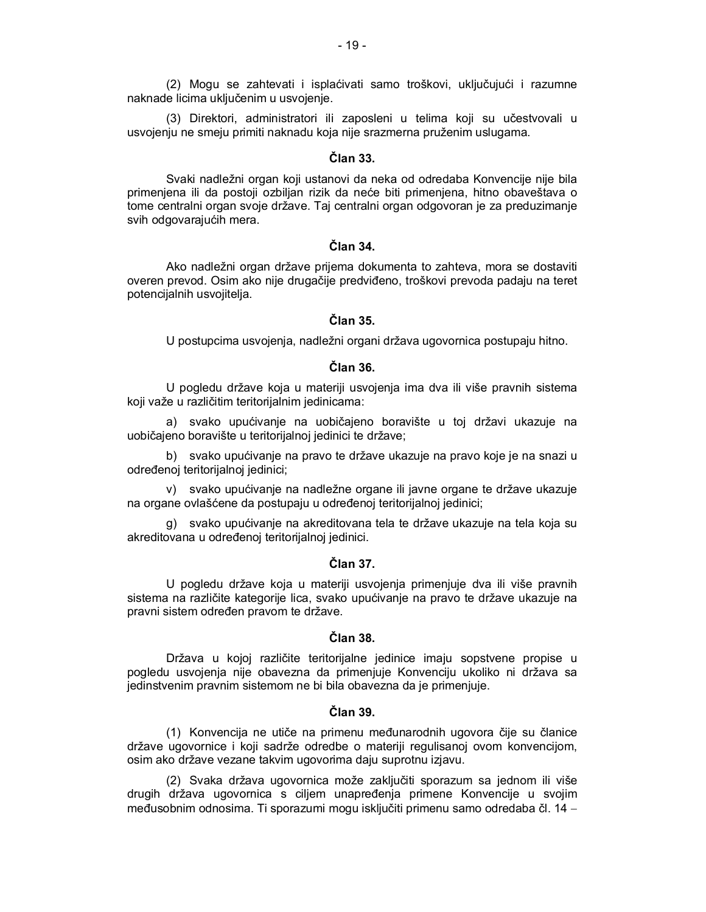(2) Mogu se zahtevati i isplaćivati samo troškovi, uključujući i razumne naknade licima uključenim u usvojenje.

(3) Direktori, administratori ili zaposleni u telima koji su učestvovali u usvojenju ne smeju primiti naknadu koja nije srazmerna pruženim uslugama.

### Član 33.

Svaki nadležni organ koji ustanovi da neka od odredaba Konvencije nije bila primenjena ili da postoji ozbiljan rizik da neće biti primenjena, hitno obaveštava o tome centralni organ svoje države. Taj centralni organ odgovoran je za preduzimanje svih odgovarajućih mera.

### Član 34.

Ako nadležni organ države prijema dokumenta to zahteva, mora se dostaviti overen prevod. Osim ako nije drugačije predviđeno, troškovi prevoda padaju na teret potencijalnih usvojitelja.

### Član 35.

U postupcima usvojenja, nadležni organi država ugovornica postupaju hitno.

### Član 36.

U pogledu države koja u materiji usvojenja ima dva ili više pravnih sistema koji važe u različitim teritorijalnim jedinicama:

a) svako upućivanje na uobičajeno boravište u toj državi ukazuje na uobičajeno boravište u teritorijalnoj jedinici te države;

b) svako upućivanje na pravo te države ukazuje na pravo koje je na snazi u određenoj teritorijalnoj jedinici;

v) svako upućivanje na nadležne organe ili javne organe te države ukazuje na organe ovlašćene da postupaju u određenoj teritorijalnoj jedinici;

g) svako upućivanje na akreditovana tela te države ukazuje na tela koja su akreditovana u određenoj teritorijalnoj jedinici.

### Član 37.

U pogledu države koja u materiji usvojenja primenjuje dva ili više pravnih sistema na različite kategorije lica, svako upućivanje na pravo te države ukazuje na pravni sistem određen pravom te države.

### Član 38.

Država u kojoj različite teritorijalne jedinice imaju sopstvene propise u pogledu usvojenja nije obavezna da primenjuje Konvenciju ukoliko ni država sa jedinstvenim pravnim sistemom ne bi bila obavezna da je primenjuje.

### Član 39.

(1) Konvencija ne utiče na primenu međunarodnih ugovora čije su članice države ugovornice i koji sadrže odredbe o materiji regulisanoj ovom konvencijom, osim ako države vezane takvim ugovorima daju suprotnu izjavu.

(2) Svaka država ugovornica može zaključiti sporazum sa jednom ili više drugih država ugovornica s ciljem unapređenja primene Konvencije u svojim međusobnim odnosima. Ti sporazumi mogu isključiti primenu samo odredaba čl. 14 –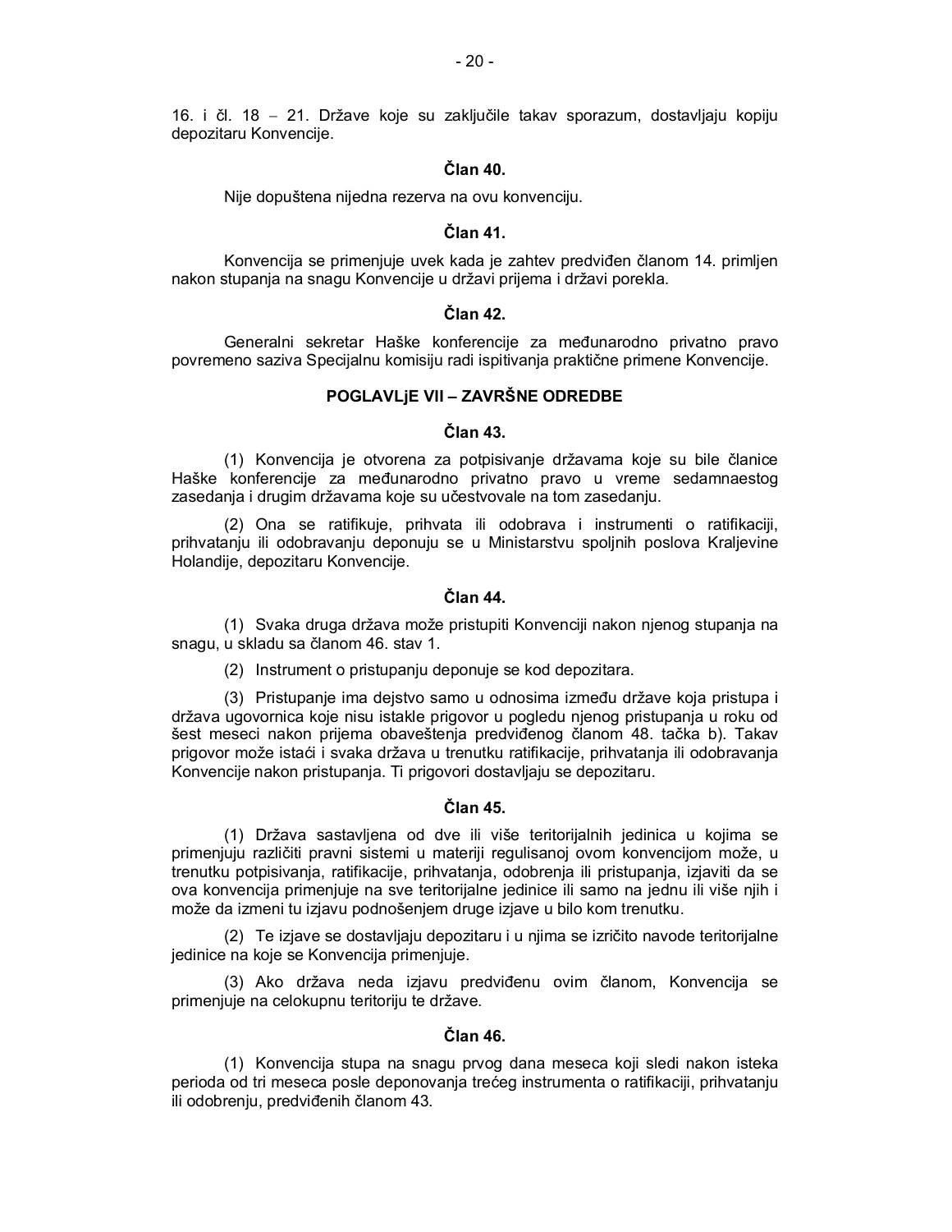16. i čl. 18 – 21. Države koje su zaključile takav sporazum, dostavljaju kopiju depozitaru Konvencije.

### Član 40.

Nije dopuštena nijedna rezerva na ovu konvenciju.

### Član 41.

Konvencija se primenjuje uvek kada je zahtev predviđen članom 14. primljen nakon stupanja na snagu Konvencije u državi prijema i državi porekla.

### Član 42.

Generalni sekretar Haške konferencije za međunarodno privatno pravo povremeno saziva Specijalnu komisiju radi ispitivanja praktične primene Konvencije.

## POGLAVLjE VII – ZAVRŠNE ODREDBE

### Član 43.

(1) Konvencija je otvorena za potpisivanje državama koje su bile članice Haške konferencije za međunarodno privatno pravo u vreme sedamnaestog zasedanja i drugim državama koje su učestvovale na tom zasedanju.

(2) Ona se ratifikuje, prihvata ili odobrava i instrumenti o ratifikaciji, prihvatanju ili odobravanju deponuju se u Ministarstvu spoljnih poslova Kraljevine Holandije, depozitaru Konvencije.

### Član 44.

(1) Svaka druga država može pristupiti Konvenciji nakon njenog stupanja na snagu, u skladu sa članom 46. stav 1.

(2) Instrument o pristupanju deponuje se kod depozitara.

(3) Pristupanje ima dejstvo samo u odnosima između države koja pristupa i država ugovornica koje nisu istakle prigovor u pogledu njenog pristupanja u roku od šest meseci nakon prijema obaveštenja predviđenog članom 48. tačka b). Takav prigovor može istaći i svaka država u trenutku ratifikacije, prihvatanja ili odobravanja Konvencije nakon pristupanja. Ti prigovori dostavljaju se depozitaru.

### Član 45.

(1) Država sastavljena od dve ili više teritorijalnih jedinica u kojima se primenjuju različiti pravni sistemi u materiji regulisanoj ovom konvencijom može, u trenutku potpisivanja, ratifikacije, prihvatanja, odobrenja ili pristupanja, izjaviti da se ova konvencija primenjuje na sve teritorijalne jedinice ili samo na jednu ili više njih i može da izmeni tu izjavu podnošenjem druge izjave u bilo kom trenutku.

(2) Te izjave se dostavljaju depozitaru i u njima se izričito navode teritorijalne jedinice na koje se Konvencija primenjuje.

(3) Ako država neda izjavu predviđenu ovim članom, Konvencija se primenjuje na celokupnu teritoriju te države.

### Član 46.

(1) Konvencija stupa na snagu prvog dana meseca koji sledi nakon isteka perioda od tri meseca posle deponovanja trećeg instrumenta o ratifikaciji, prihvatanju ili odobrenju, predviđenih članom 43.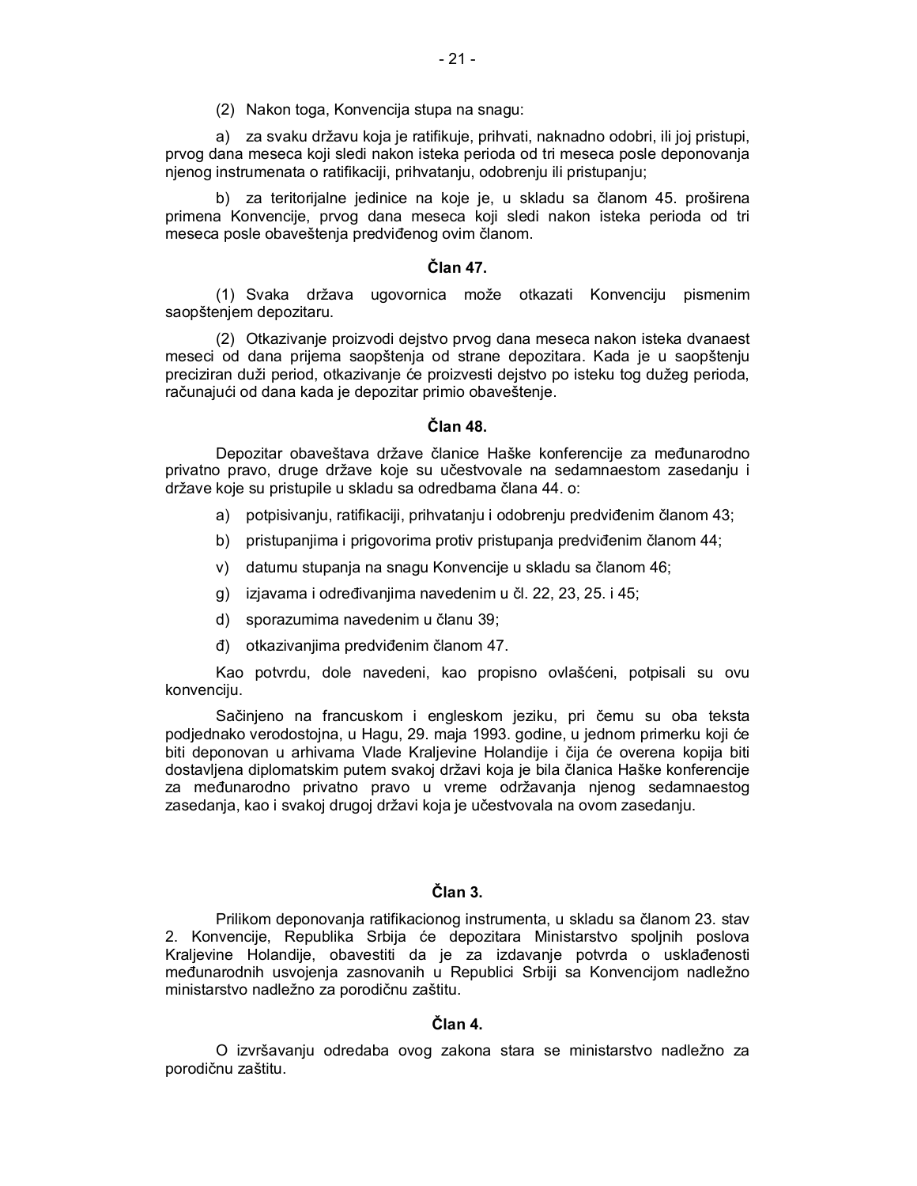(2) Nakon toga, Konvencija stupa na snagu:

a) za svaku državu koja je ratifikuje, prihvati, naknadno odobri, ili joj pristupi, prvog dana meseca koji sledi nakon isteka perioda od tri meseca posle deponovanja njenog instrumenata o ratifikaciji, prihvatanju, odobrenju ili pristupanju;

b) za teritorijalne jedinice na koje je, u skladu sa članom 45. proširena primena Konvencije, prvog dana meseca koji sledi nakon isteka perioda od tri meseca posle obaveštenja predviđenog ovim članom.

### Član 47.

(1) Svaka država ugovornica može otkazati Konvenciju pismenim saopštenjem depozitaru.

(2) Otkazivanje proizvodi dejstvo prvog dana meseca nakon isteka dvanaest meseci od dana prijema saopštenja od strane depozitara. Kada je u saopštenju preciziran duži period, otkazivanje će proizvesti dejstvo po isteku tog dužeg perioda, računajući od dana kada je depozitar primio obaveštenje.

### Član 48.

Depozitar obaveštava države članice Haške konferencije za međunarodno privatno pravo, druge države koje su učestvovale na sedamnaestom zasedanju i države koje su pristupile u skladu sa odredbama člana 44. o:

a) potpisivanju, ratifikaciji, prihvatanju i odobrenju predviđenim članom 43;

b) pristupanjima i prigovorima protiv pristupanja predviđenim članom 44;

v) datumu stupanja na snagu Konvencije u skladu sa članom 46;

g) izjavama i određivanjima navedenim u čl. 22, 23, 25. i 45;

d) sporazumima navedenim u članu 39;

đ) otkazivanjima predviđenim članom 47.

Kao potvrdu, dole navedeni, kao propisno ovlašćeni, potpisali su ovu konvenciju.

Sačinjeno na francuskom i engleskom jeziku, pri čemu su oba teksta podjednako verodostojna, u Hagu, 29. maja 1993. godine, u jednom primerku koji će biti deponovan u arhivama Vlade Kraljevine Holandije i čija će overena kopija biti dostavljena diplomatskim putem svakoj državi koja je bila članica Haške konferencije za međunarodno privatno pravo u vreme održavanja njenog sedamnaestog zasedanja, kao i svakoj drugoj državi koja je učestvovala na ovom zasedanju.

### Član 3.

Prilikom deponovanja ratifikacionog instrumenta, u skladu sa članom 23. stav 2. Konvencije, Republika Srbija će depozitara Ministarstvo spoljnih poslova Kraljevine Holandije, obavestiti da je za izdavanje potvrda o usklađenosti međunarodnih usvojenja zasnovanih u Republici Srbiji sa Konvencijom nadležno ministarstvo nadležno za porodičnu zaštitu.

### Član 4.

O izvršavanju odredaba ovog zakona stara se ministarstvo nadležno za porodičnu zaštitu.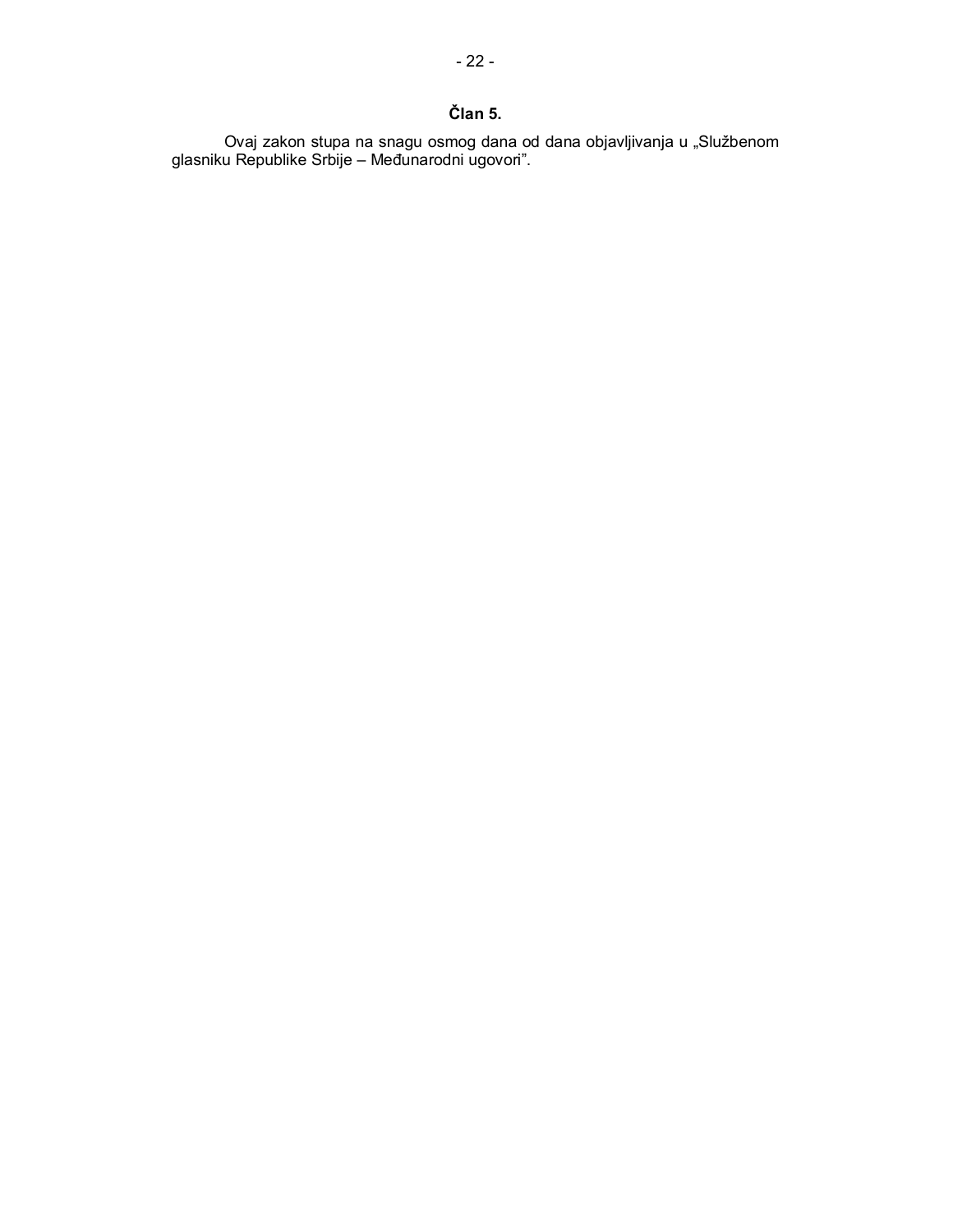**Član 5.**

Ovaj zakon stupa na snagu osmog dana od dana objavljivanja u „Službenom glasniku Republike Srbije – Međunarodni ugovori”.